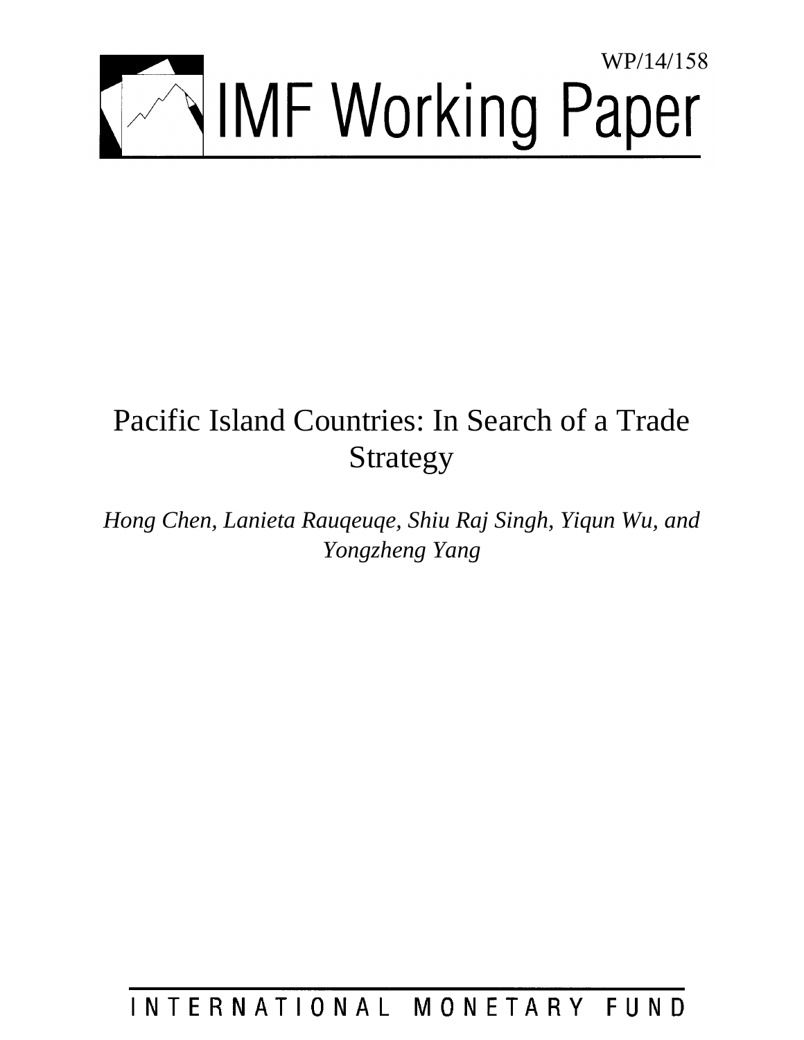WP/14/158

# IMF Working Paper

# Pacific Island Countries: In Search of a Trade Strategy

*Hong Chen, Lanieta Rauqeuqe, Shiu Raj Singh, Yiqun Wu, and Yongzheng Yang*

INTERNATIONAL MONETARY FUND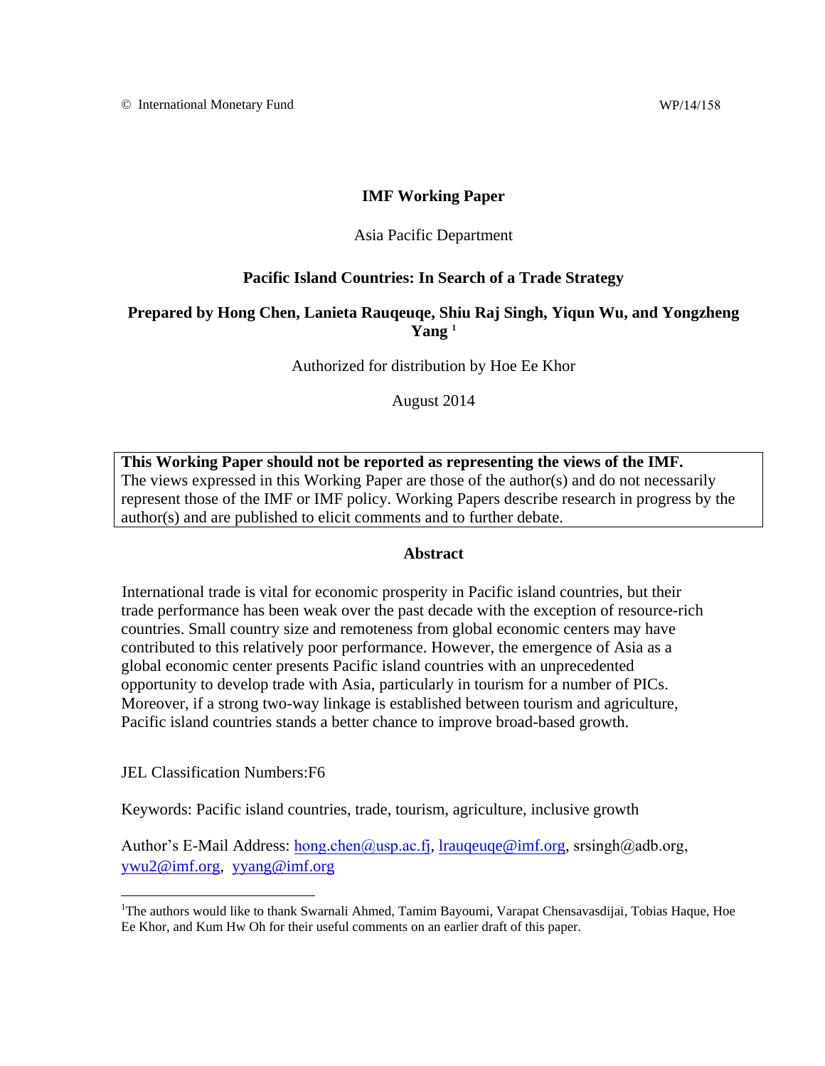© International Monetary Fund WP/14/158

**IMF Working Paper**

Asia Pacific Department

**Pacific Island Countries: In Search of a Trade Strategy**

**Prepared by Hong Chen, Lanieta Rauqeuqe, Shiu Raj Singh, Yiqun Wu, and Yongzheng Yang [1]**

Authorized for distribution by Hoe Ee Khor

August 2014

**This Working Paper should not be reported as representing the views of the IMF.**
The views expressed in this Working Paper are those of the author(s) and do not necessarily represent those of the IMF or IMF policy. Working Papers describe research in progress by the author(s) and are published to elicit comments and to further debate.

**Abstract**

International trade is vital for economic prosperity in Pacific island countries, but their trade performance has been weak over the past decade with the exception of resource-rich countries. Small country size and remoteness from global economic centers may have contributed to this relatively poor performance. However, the emergence of Asia as a global economic center presents Pacific island countries with an unprecedented opportunity to develop trade with Asia, particularly in tourism for a number of PICs. Moreover, if a strong two-way linkage is established between tourism and agriculture, Pacific island countries stands a better chance to improve broad-based growth.

JEL Classification Numbers:F6

Keywords: Pacific island countries, trade, tourism, agriculture, inclusive growth

Author's E-Mail Address: hong.chen@usp.ac.fj, lrauqeuqe@imf.org, srsingh@adb.org, ywu2@imf.org, yyang@imf.org

[1] The authors would like to thank Swarnali Ahmed, Tamim Bayoumi, Varapat Chensavasdijai, Tobias Haque, Hoe Ee Khor, and Kum Hw Oh for their useful comments on an earlier draft of this paper.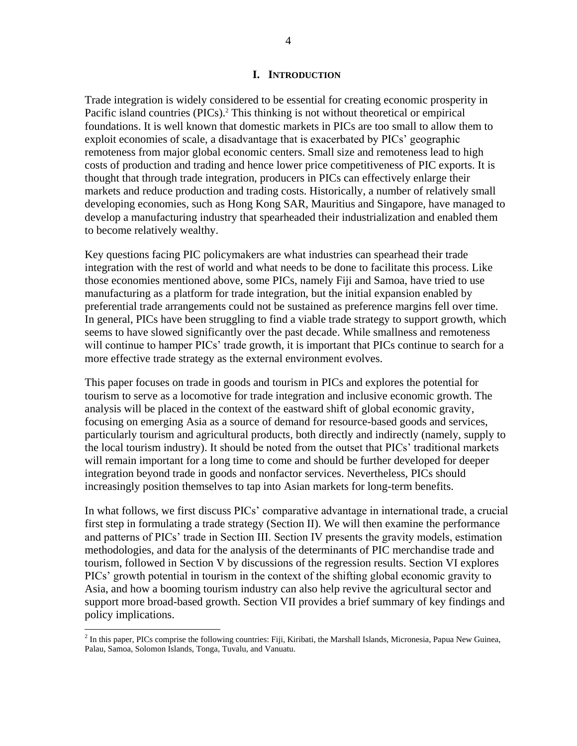# I. INTRODUCTION

Trade integration is widely considered to be essential for creating economic prosperity in Pacific island countries (PICs).[2] This thinking is not without theoretical or empirical foundations. It is well known that domestic markets in PICs are too small to allow them to exploit economies of scale, a disadvantage that is exacerbated by PICs' geographic remoteness from major global economic centers. Small size and remoteness lead to high costs of production and trading and hence lower price competitiveness of PIC exports. It is thought that through trade integration, producers in PICs can effectively enlarge their markets and reduce production and trading costs. Historically, a number of relatively small developing economies, such as Hong Kong SAR, Mauritius and Singapore, have managed to develop a manufacturing industry that spearheaded their industrialization and enabled them to become relatively wealthy.

Key questions facing PIC policymakers are what industries can spearhead their trade integration with the rest of world and what needs to be done to facilitate this process. Like those economies mentioned above, some PICs, namely Fiji and Samoa, have tried to use manufacturing as a platform for trade integration, but the initial expansion enabled by preferential trade arrangements could not be sustained as preference margins fell over time. In general, PICs have been struggling to find a viable trade strategy to support growth, which seems to have slowed significantly over the past decade. While smallness and remoteness will continue to hamper PICs' trade growth, it is important that PICs continue to search for a more effective trade strategy as the external environment evolves.

This paper focuses on trade in goods and tourism in PICs and explores the potential for tourism to serve as a locomotive for trade integration and inclusive economic growth. The analysis will be placed in the context of the eastward shift of global economic gravity, focusing on emerging Asia as a source of demand for resource-based goods and services, particularly tourism and agricultural products, both directly and indirectly (namely, supply to the local tourism industry). It should be noted from the outset that PICs' traditional markets will remain important for a long time to come and should be further developed for deeper integration beyond trade in goods and nonfactor services. Nevertheless, PICs should increasingly position themselves to tap into Asian markets for long-term benefits.

In what follows, we first discuss PICs' comparative advantage in international trade, a crucial first step in formulating a trade strategy (Section II). We will then examine the performance and patterns of PICs' trade in Section III. Section IV presents the gravity models, estimation methodologies, and data for the analysis of the determinants of PIC merchandise trade and tourism, followed in Section V by discussions of the regression results. Section VI explores PICs' growth potential in tourism in the context of the shifting global economic gravity to Asia, and how a booming tourism industry can also help revive the agricultural sector and support more broad-based growth. Section VII provides a brief summary of key findings and policy implications.

[2] In this paper, PICs comprise the following countries: Fiji, Kiribati, the Marshall Islands, Micronesia, Papua New Guinea, Palau, Samoa, Solomon Islands, Tonga, Tuvalu, and Vanuatu.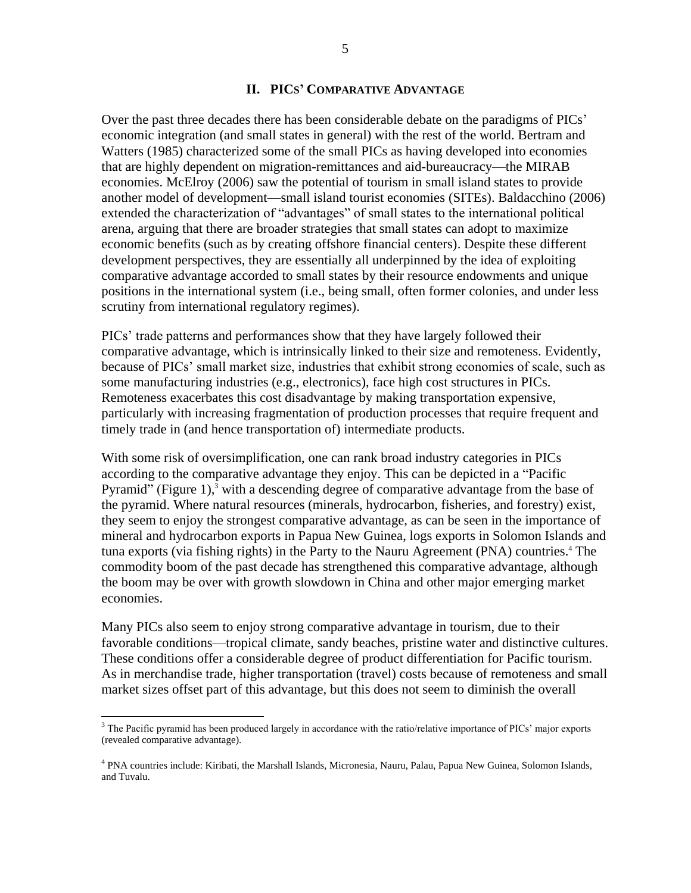## II. PICs' Comparative Advantage

Over the past three decades there has been considerable debate on the paradigms of PICs' economic integration (and small states in general) with the rest of the world. Bertram and Watters (1985) characterized some of the small PICs as having developed into economies that are highly dependent on migration-remittances and aid-bureaucracy—the MIRAB economies. McElroy (2006) saw the potential of tourism in small island states to provide another model of development—small island tourist economies (SITEs). Baldacchino (2006) extended the characterization of "advantages" of small states to the international political arena, arguing that there are broader strategies that small states can adopt to maximize economic benefits (such as by creating offshore financial centers). Despite these different development perspectives, they are essentially all underpinned by the idea of exploiting comparative advantage accorded to small states by their resource endowments and unique positions in the international system (i.e., being small, often former colonies, and under less scrutiny from international regulatory regimes).

PICs' trade patterns and performances show that they have largely followed their comparative advantage, which is intrinsically linked to their size and remoteness. Evidently, because of PICs' small market size, industries that exhibit strong economies of scale, such as some manufacturing industries (e.g., electronics), face high cost structures in PICs. Remoteness exacerbates this cost disadvantage by making transportation expensive, particularly with increasing fragmentation of production processes that require frequent and timely trade in (and hence transportation of) intermediate products.

With some risk of oversimplification, one can rank broad industry categories in PICs according to the comparative advantage they enjoy. This can be depicted in a "Pacific Pyramid" (Figure 1),[3] with a descending degree of comparative advantage from the base of the pyramid. Where natural resources (minerals, hydrocarbon, fisheries, and forestry) exist, they seem to enjoy the strongest comparative advantage, as can be seen in the importance of mineral and hydrocarbon exports in Papua New Guinea, logs exports in Solomon Islands and tuna exports (via fishing rights) in the Party to the Nauru Agreement (PNA) countries.[4] The commodity boom of the past decade has strengthened this comparative advantage, although the boom may be over with growth slowdown in China and other major emerging market economies.

Many PICs also seem to enjoy strong comparative advantage in tourism, due to their favorable conditions—tropical climate, sandy beaches, pristine water and distinctive cultures. These conditions offer a considerable degree of product differentiation for Pacific tourism. As in merchandise trade, higher transportation (travel) costs because of remoteness and small market sizes offset part of this advantage, but this does not seem to diminish the overall

[3] The Pacific pyramid has been produced largely in accordance with the ratio/relative importance of PICs' major exports (revealed comparative advantage).

[4] PNA countries include: Kiribati, the Marshall Islands, Micronesia, Nauru, Palau, Papua New Guinea, Solomon Islands, and Tuvalu.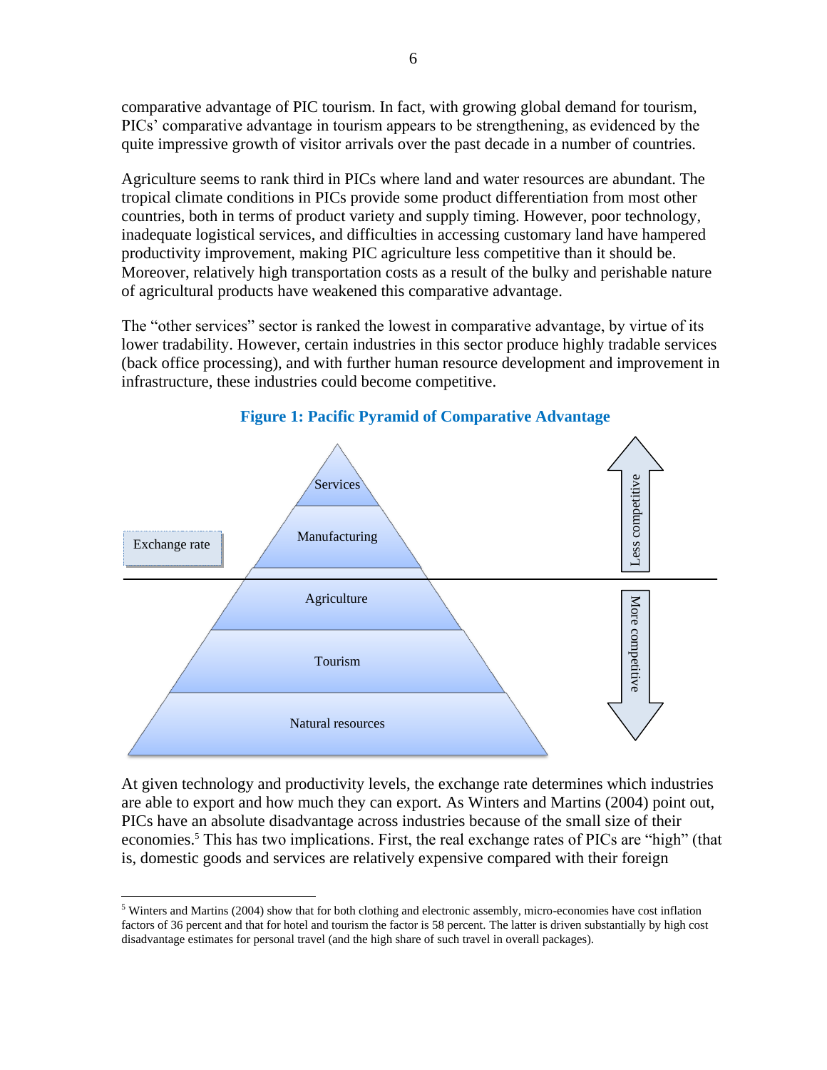comparative advantage of PIC tourism. In fact, with growing global demand for tourism, PICs' comparative advantage in tourism appears to be strengthening, as evidenced by the quite impressive growth of visitor arrivals over the past decade in a number of countries.

Agriculture seems to rank third in PICs where land and water resources are abundant. The tropical climate conditions in PICs provide some product differentiation from most other countries, both in terms of product variety and supply timing. However, poor technology, inadequate logistical services, and difficulties in accessing customary land have hampered productivity improvement, making PIC agriculture less competitive than it should be. Moreover, relatively high transportation costs as a result of the bulky and perishable nature of agricultural products have weakened this comparative advantage.

The "other services" sector is ranked the lowest in comparative advantage, by virtue of its lower tradability. However, certain industries in this sector produce highly tradable services (back office processing), and with further human resource development and improvement in infrastructure, these industries could become competitive.

**Figure 1: Pacific Pyramid of Comparative Advantage**

Services

Manufacturing

Exchange rate

Agriculture

Tourism

Natural resources

Less competitive

More competitive

At given technology and productivity levels, the exchange rate determines which industries are able to export and how much they can export. As Winters and Martins (2004) point out, PICs have an absolute disadvantage across industries because of the small size of their economies.[5] This has two implications. First, the real exchange rates of PICs are "high" (that is, domestic goods and services are relatively expensive compared with their foreign

[5] Winters and Martins (2004) show that for both clothing and electronic assembly, micro-economies have cost inflation factors of 36 percent and that for hotel and tourism the factor is 58 percent. The latter is driven substantially by high cost disadvantage estimates for personal travel (and the high share of such travel in overall packages).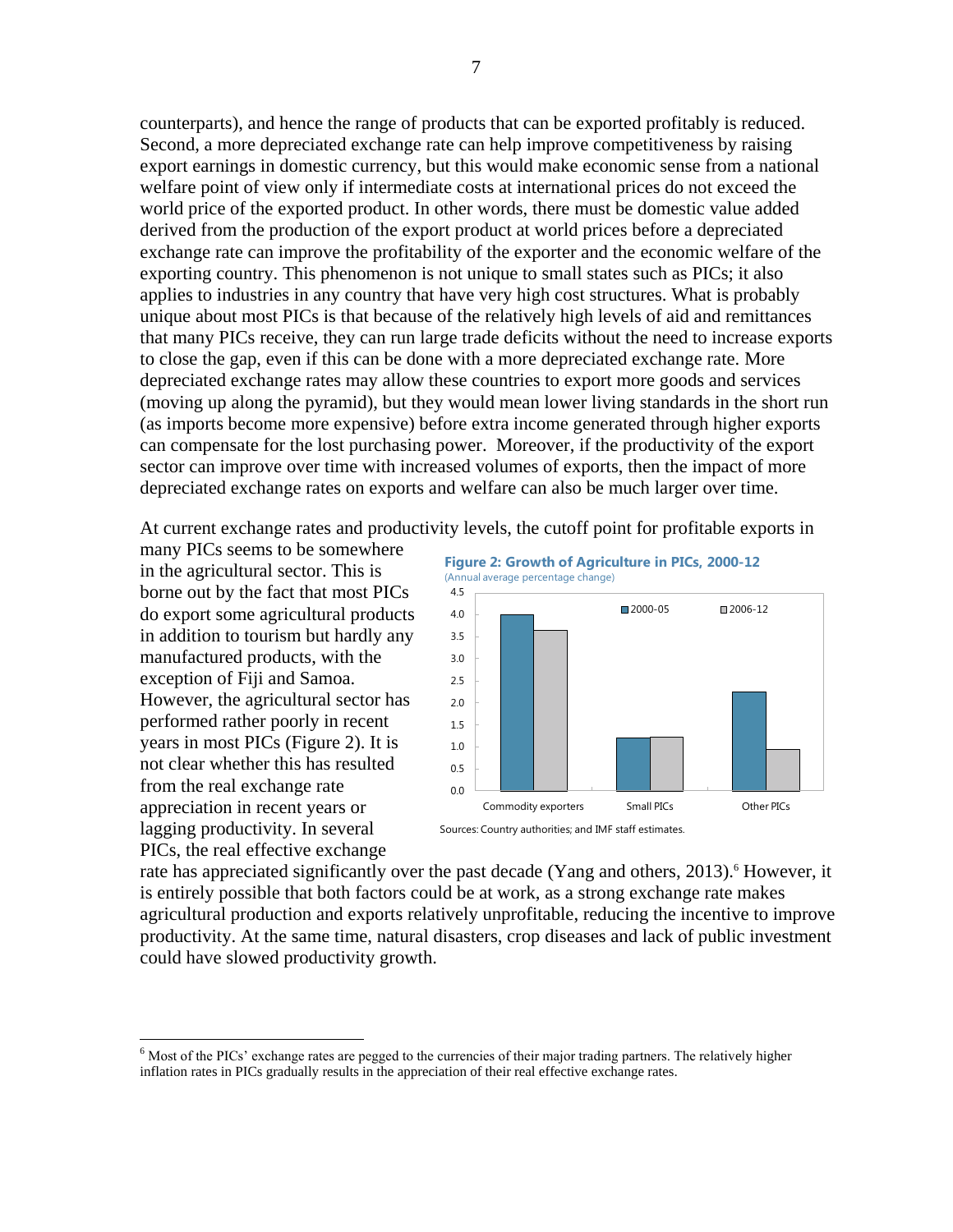counterparts), and hence the range of products that can be exported profitably is reduced. Second, a more depreciated exchange rate can help improve competitiveness by raising export earnings in domestic currency, but this would make economic sense from a national welfare point of view only if intermediate costs at international prices do not exceed the world price of the exported product. In other words, there must be domestic value added derived from the production of the export product at world prices before a depreciated exchange rate can improve the profitability of the exporter and the economic welfare of the exporting country. This phenomenon is not unique to small states such as PICs; it also applies to industries in any country that have very high cost structures. What is probably unique about most PICs is that because of the relatively high levels of aid and remittances that many PICs receive, they can run large trade deficits without the need to increase exports to close the gap, even if this can be done with a more depreciated exchange rate. More depreciated exchange rates may allow these countries to export more goods and services (moving up along the pyramid), but they would mean lower living standards in the short run (as imports become more expensive) before extra income generated through higher exports can compensate for the lost purchasing power. Moreover, if the productivity of the export sector can improve over time with increased volumes of exports, then the impact of more depreciated exchange rates on exports and welfare can also be much larger over time.

At current exchange rates and productivity levels, the cutoff point for profitable exports in many PICs seems to be somewhere in the agricultural sector. This is borne out by the fact that most PICs do export some agricultural products in addition to tourism but hardly any manufactured products, with the exception of Fiji and Samoa. However, the agricultural sector has performed rather poorly in recent years in most PICs (Figure 2). It is not clear whether this has resulted from the real exchange rate appreciation in recent years or lagging productivity. In several PICs, the real effective exchange rate has appreciated significantly over the past decade (Yang and others, 2013).[6] However, it is entirely possible that both factors could be at work, as a strong exchange rate makes agricultural production and exports relatively unprofitable, reducing the incentive to improve productivity. At the same time, natural disasters, crop diseases and lack of public investment could have slowed productivity growth.

**Figure 2: Growth of Agriculture in PICs, 2000-12**
(Annual average percentage change)

| | 2000-05 | 2006-12 |
|---|---|---|
| Commodity exporters | 4.0 | 3.65 |
| Small PICs | 1.2 | 1.22 |
| Other PICs | 2.25 | 0.95 |

Sources: Country authorities; and IMF staff estimates.

[6] Most of the PICs' exchange rates are pegged to the currencies of their major trading partners. The relatively higher inflation rates in PICs gradually results in the appreciation of their real effective exchange rates.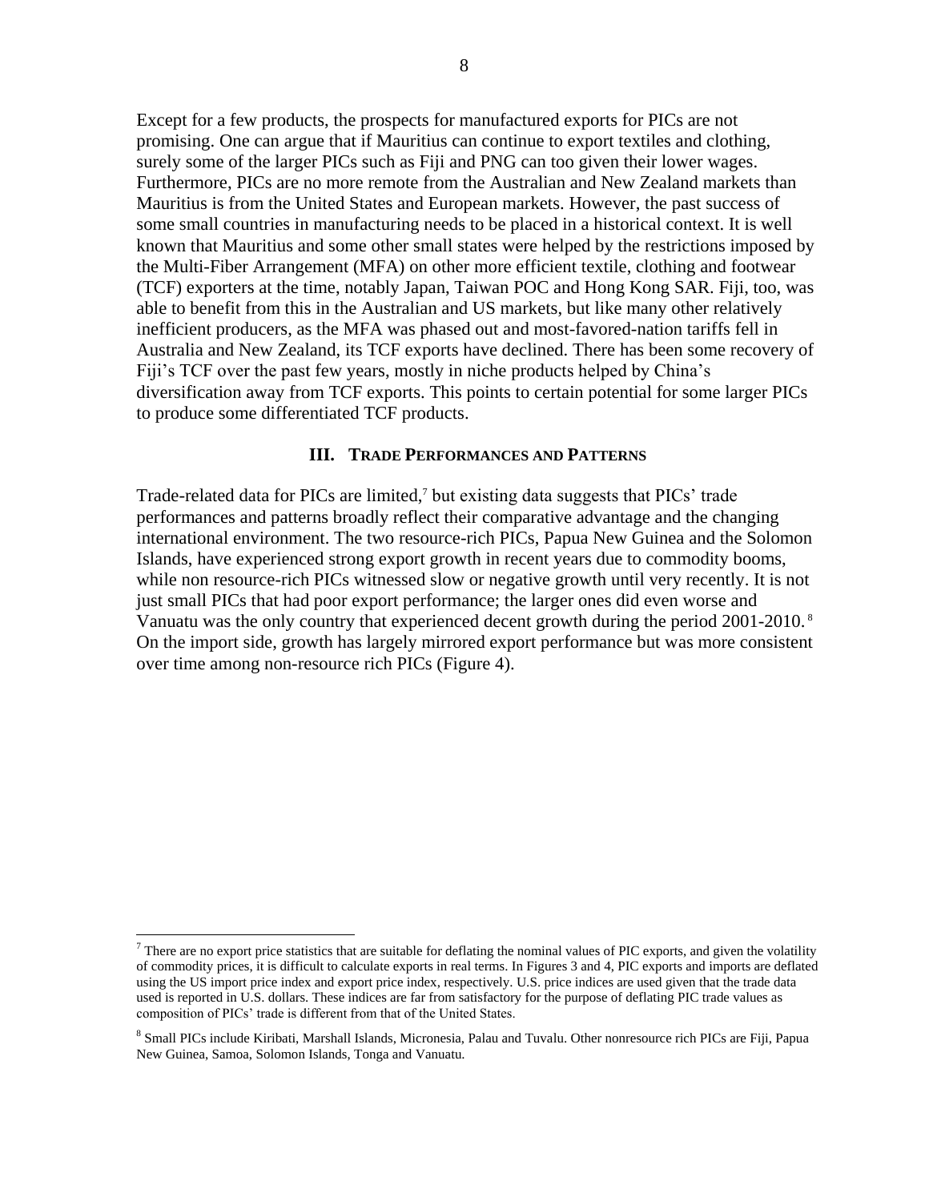Except for a few products, the prospects for manufactured exports for PICs are not promising. One can argue that if Mauritius can continue to export textiles and clothing, surely some of the larger PICs such as Fiji and PNG can too given their lower wages. Furthermore, PICs are no more remote from the Australian and New Zealand markets than Mauritius is from the United States and European markets. However, the past success of some small countries in manufacturing needs to be placed in a historical context. It is well known that Mauritius and some other small states were helped by the restrictions imposed by the Multi-Fiber Arrangement (MFA) on other more efficient textile, clothing and footwear (TCF) exporters at the time, notably Japan, Taiwan POC and Hong Kong SAR. Fiji, too, was able to benefit from this in the Australian and US markets, but like many other relatively inefficient producers, as the MFA was phased out and most-favored-nation tariffs fell in Australia and New Zealand, its TCF exports have declined. There has been some recovery of Fiji's TCF over the past few years, mostly in niche products helped by China's diversification away from TCF exports. This points to certain potential for some larger PICs to produce some differentiated TCF products.

## III. Trade Performances and Patterns

Trade-related data for PICs are limited,[7] but existing data suggests that PICs' trade performances and patterns broadly reflect their comparative advantage and the changing international environment. The two resource-rich PICs, Papua New Guinea and the Solomon Islands, have experienced strong export growth in recent years due to commodity booms, while non resource-rich PICs witnessed slow or negative growth until very recently. It is not just small PICs that had poor export performance; the larger ones did even worse and Vanuatu was the only country that experienced decent growth during the period 2001-2010.[8] On the import side, growth has largely mirrored export performance but was more consistent over time among non-resource rich PICs (Figure 4).

---

[7] There are no export price statistics that are suitable for deflating the nominal values of PIC exports, and given the volatility of commodity prices, it is difficult to calculate exports in real terms. In Figures 3 and 4, PIC exports and imports are deflated using the US import price index and export price index, respectively. U.S. price indices are used given that the trade data used is reported in U.S. dollars. These indices are far from satisfactory for the purpose of deflating PIC trade values as composition of PICs' trade is different from that of the United States.

[8] Small PICs include Kiribati, Marshall Islands, Micronesia, Palau and Tuvalu. Other nonresource rich PICs are Fiji, Papua New Guinea, Samoa, Solomon Islands, Tonga and Vanuatu.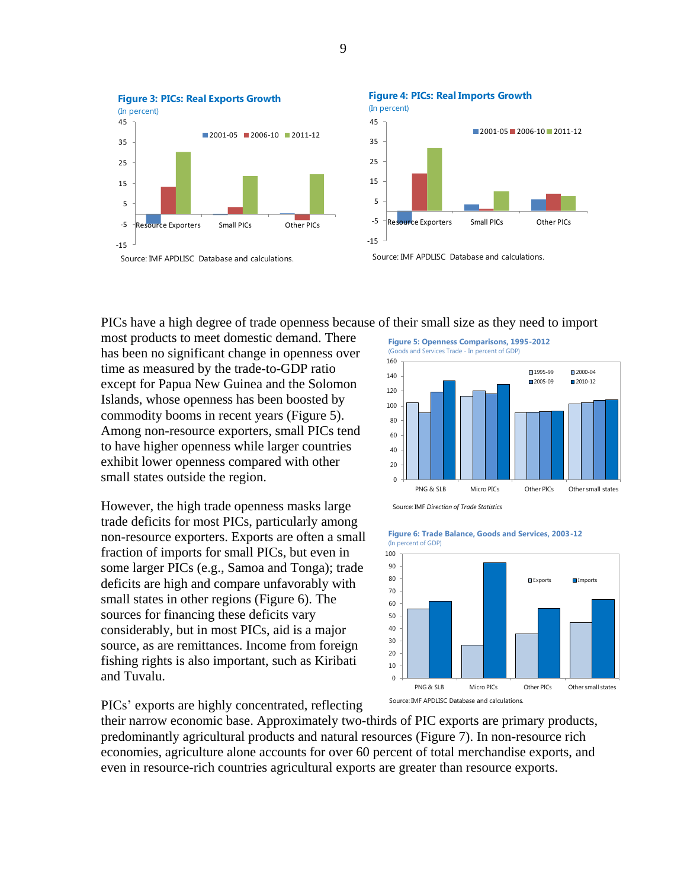**Figure 3: PICs: Real Exports Growth**
(In percent)

Source: IMF APDLISC Database and calculations.

**Figure 4: PICs: Real Imports Growth**
(In percent)

Source: IMF APDLISC Database and calculations.

PICs have a high degree of trade openness because of their small size as they need to import most products to meet domestic demand. There has been no significant change in openness over time as measured by the trade-to-GDP ratio except for Papua New Guinea and the Solomon Islands, whose openness has been boosted by commodity booms in recent years (Figure 5). Among non-resource exporters, small PICs tend to have higher openness while larger countries exhibit lower openness compared with other small states outside the region.

**Figure 5: Openness Comparisons, 1995-2012**
(Goods and Services Trade - In percent of GDP)

Source: IMF *Direction of Trade Statistics*

However, the high trade openness masks large trade deficits for most PICs, particularly among non-resource exporters. Exports are often a small fraction of imports for small PICs, but even in some larger PICs (e.g., Samoa and Tonga); trade deficits are high and compare unfavorably with small states in other regions (Figure 6). The sources for financing these deficits vary considerably, but in most PICs, aid is a major source, as are remittances. Income from foreign fishing rights is also important, such as Kiribati and Tuvalu.

**Figure 6: Trade Balance, Goods and Services, 2003-12**
(In percent of GDP)

Source: IMF APDLISC Database and calculations.

PICs' exports are highly concentrated, reflecting their narrow economic base. Approximately two-thirds of PIC exports are primary products, predominantly agricultural products and natural resources (Figure 7). In non-resource rich economies, agriculture alone accounts for over 60 percent of total merchandise exports, and even in resource-rich countries agricultural exports are greater than resource exports.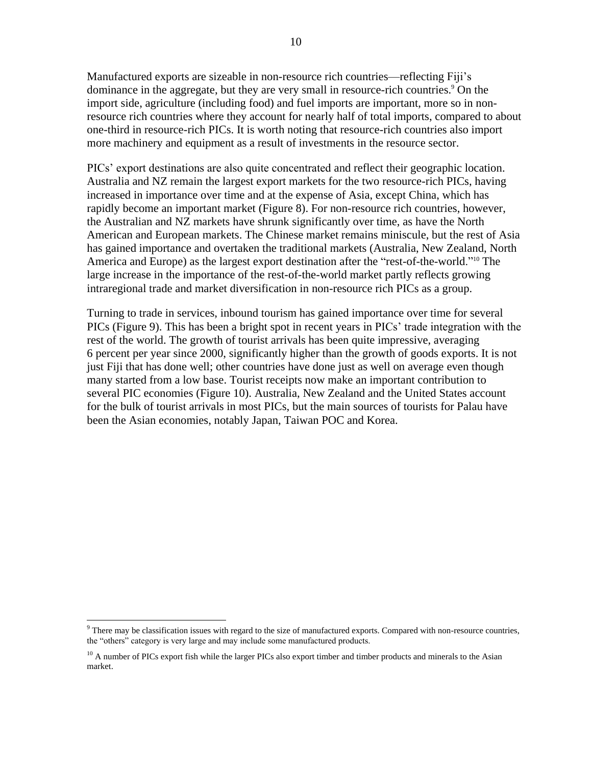Manufactured exports are sizeable in non-resource rich countries—reflecting Fiji's dominance in the aggregate, but they are very small in resource-rich countries.[9] On the import side, agriculture (including food) and fuel imports are important, more so in non-resource rich countries where they account for nearly half of total imports, compared to about one-third in resource-rich PICs. It is worth noting that resource-rich countries also import more machinery and equipment as a result of investments in the resource sector.

PICs' export destinations are also quite concentrated and reflect their geographic location. Australia and NZ remain the largest export markets for the two resource-rich PICs, having increased in importance over time and at the expense of Asia, except China, which has rapidly become an important market (Figure 8). For non-resource rich countries, however, the Australian and NZ markets have shrunk significantly over time, as have the North American and European markets. The Chinese market remains miniscule, but the rest of Asia has gained importance and overtaken the traditional markets (Australia, New Zealand, North America and Europe) as the largest export destination after the "rest-of-the-world."[10] The large increase in the importance of the rest-of-the-world market partly reflects growing intraregional trade and market diversification in non-resource rich PICs as a group.

Turning to trade in services, inbound tourism has gained importance over time for several PICs (Figure 9). This has been a bright spot in recent years in PICs' trade integration with the rest of the world. The growth of tourist arrivals has been quite impressive, averaging 6 percent per year since 2000, significantly higher than the growth of goods exports. It is not just Fiji that has done well; other countries have done just as well on average even though many started from a low base. Tourist receipts now make an important contribution to several PIC economies (Figure 10). Australia, New Zealand and the United States account for the bulk of tourist arrivals in most PICs, but the main sources of tourists for Palau have been the Asian economies, notably Japan, Taiwan POC and Korea.

---

[9] There may be classification issues with regard to the size of manufactured exports. Compared with non-resource countries, the "others" category is very large and may include some manufactured products.

[10] A number of PICs export fish while the larger PICs also export timber and timber products and minerals to the Asian market.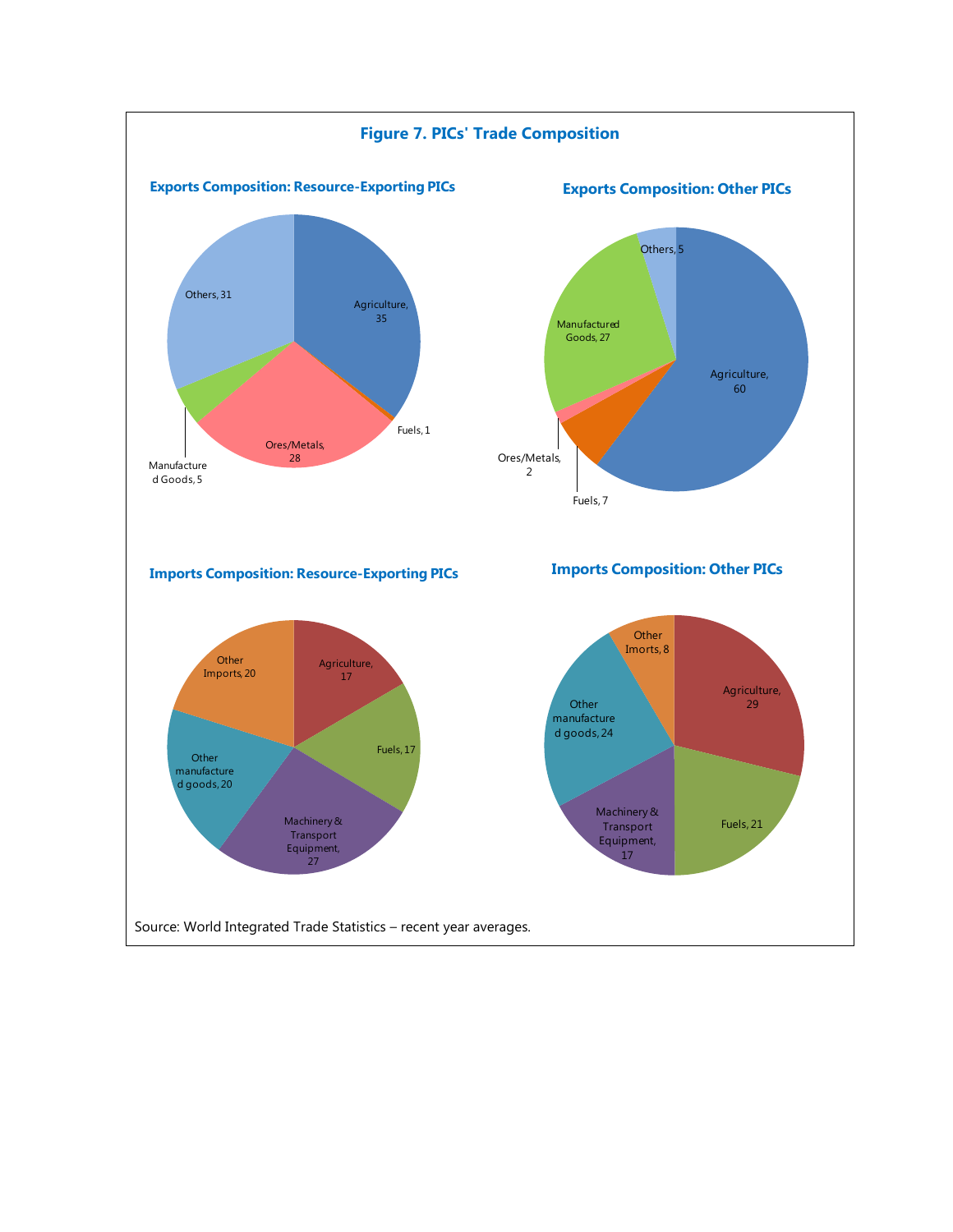**Figure 7. PICs' Trade Composition**

**Exports Composition: Resource-Exporting PICs**

| Category | Share |
|---|---|
| Agriculture | 35 |
| Fuels | 1 |
| Ores/Metals | 28 |
| Manufactured Goods | 5 |
| Others | 31 |

**Exports Composition: Other PICs**

| Category | Share |
|---|---|
| Agriculture | 60 |
| Fuels | 7 |
| Ores/Metals | 2 |
| Manufactured Goods | 27 |
| Others | 5 |

**Imports Composition: Resource-Exporting PICs**

| Category | Share |
|---|---|
| Agriculture | 17 |
| Fuels | 17 |
| Machinery & Transport Equipment | 27 |
| Other manufactured goods | 20 |
| Other Imports | 20 |

**Imports Composition: Other PICs**

| Category | Share |
|---|---|
| Agriculture | 29 |
| Fuels | 21 |
| Machinery & Transport Equipment | 17 |
| Other manufactured goods | 24 |
| Other Imorts | 8 |

Source: World Integrated Trade Statistics – recent year averages.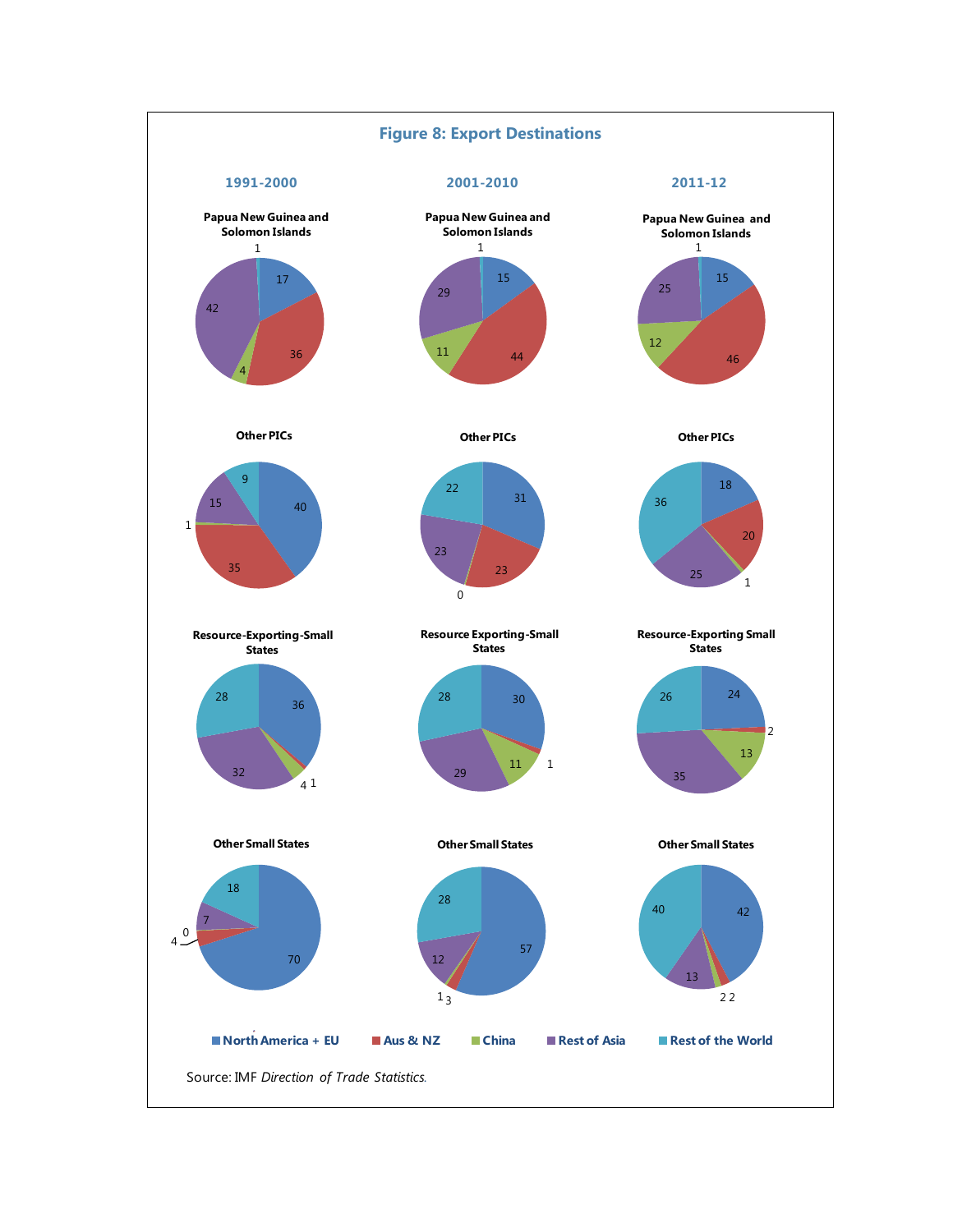### Figure 8: Export Destinations

| Region | Period | North America + EU | Aus & NZ | China | Rest of Asia | Rest of the World |
|---|---|---|---|---|---|---|
| Papua New Guinea and Solomon Islands | 1991-2000 | 17 | 36 | 4 | 42 | 1 |
| Papua New Guinea and Solomon Islands | 2001-2010 | 15 | 44 | 11 | 29 | 1 |
| Papua New Guinea and Solomon Islands | 2011-12 | 15 | 46 | 12 | 25 | 1 |
| Other PICs | 1991-2000 | 40 | 35 | 1 | 15 | 9 |
| Other PICs | 2001-2010 | 31 | 23 | 0 | 23 | 22 |
| Other PICs | 2011-12 | 18 | 20 | 1 | 25 | 36 |
| Resource-Exporting Small States | 1991-2000 | 36 | 1 | 4 | 32 | 28 |
| Resource-Exporting Small States | 2001-2010 | 30 | 1 | 11 | 29 | 28 |
| Resource-Exporting Small States | 2011-12 | 24 | 2 | 13 | 35 | 26 |
| Other Small States | 1991-2000 | 70 | 4 | 0 | 7 | 18 |
| Other Small States | 2001-2010 | 57 | 3 | 1 | 12 | 28 |
| Other Small States | 2011-12 | 42 | 2 | 2 | 13 | 40 |

Source: IMF *Direction of Trade Statistics*.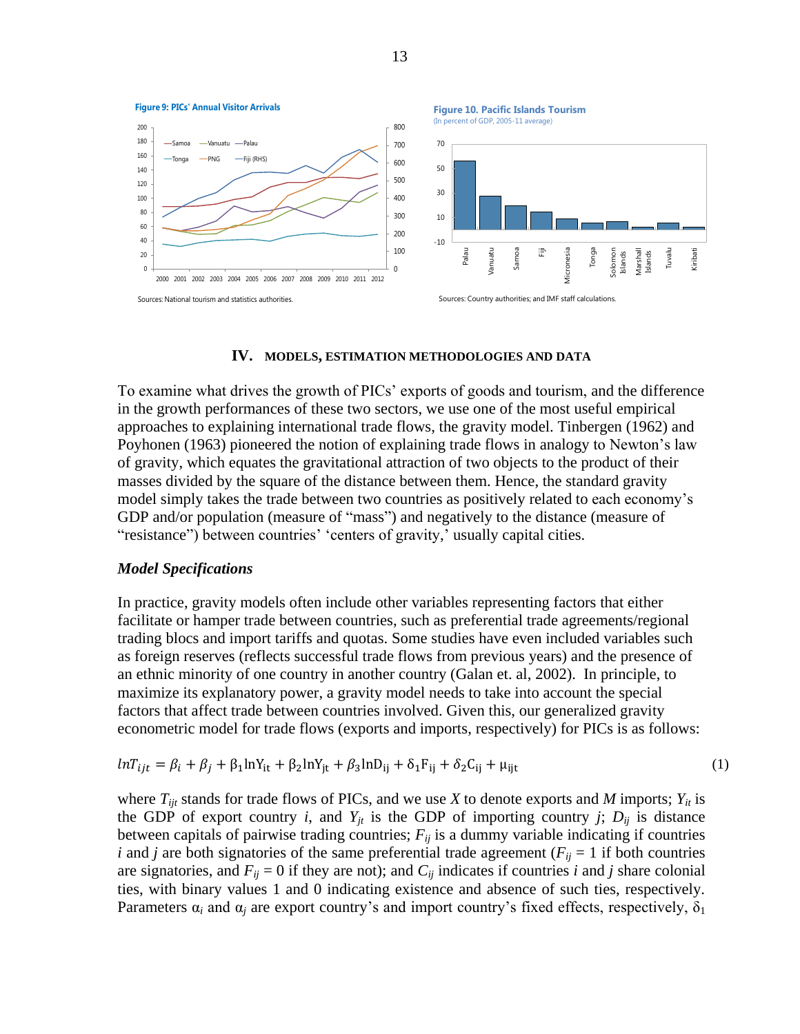**Figure 9: PICs' Annual Visitor Arrivals**

Sources: National tourism and statistics authorities.

**Figure 10. Pacific Islands Tourism**
(In percent of GDP, 2005-11 average)

Sources: Country authorities; and IMF staff calculations.

## IV. MODELS, ESTIMATION METHODOLOGIES AND DATA

To examine what drives the growth of PICs' exports of goods and tourism, and the difference in the growth performances of these two sectors, we use one of the most useful empirical approaches to explaining international trade flows, the gravity model. Tinbergen (1962) and Poyhonen (1963) pioneered the notion of explaining trade flows in analogy to Newton's law of gravity, which equates the gravitational attraction of two objects to the product of their masses divided by the square of the distance between them. Hence, the standard gravity model simply takes the trade between two countries as positively related to each economy's GDP and/or population (measure of "mass") and negatively to the distance (measure of "resistance") between countries' 'centers of gravity,' usually capital cities.

### *Model Specifications*

In practice, gravity models often include other variables representing factors that either facilitate or hamper trade between countries, such as preferential trade agreements/regional trading blocs and import tariffs and quotas. Some studies have even included variables such as foreign reserves (reflects successful trade flows from previous years) and the presence of an ethnic minority of one country in another country (Galan et. al, 2002). In principle, to maximize its explanatory power, a gravity model needs to take into account the special factors that affect trade between countries involved. Given this, our generalized gravity econometric model for trade flows (exports and imports, respectively) for PICs is as follows:

$$lnT_{ijt} = \beta_i + \beta_j + \beta_1 \ln Y_{it} + \beta_2 \ln Y_{jt} + \beta_3 \ln D_{ij} + \delta_1 F_{ij} + \delta_2 C_{ij} + \mu_{ijt} \quad (1)$$

where $T_{ijt}$ stands for trade flows of PICs, and we use $X$ to denote exports and $M$ imports; $Y_{it}$ is the GDP of export country $i$, and $Y_{jt}$ is the GDP of importing country $j$; $D_{ij}$ is distance between capitals of pairwise trading countries; $F_{ij}$ is a dummy variable indicating if countries $i$ and $j$ are both signatories of the same preferential trade agreement ($F_{ij} = 1$ if both countries are signatories, and $F_{ij} = 0$ if they are not); and $C_{ij}$ indicates if countries $i$ and $j$ share colonial ties, with binary values 1 and 0 indicating existence and absence of such ties, respectively. Parameters $\alpha_i$ and $\alpha_j$ are export country's and import country's fixed effects, respectively, $\delta_1$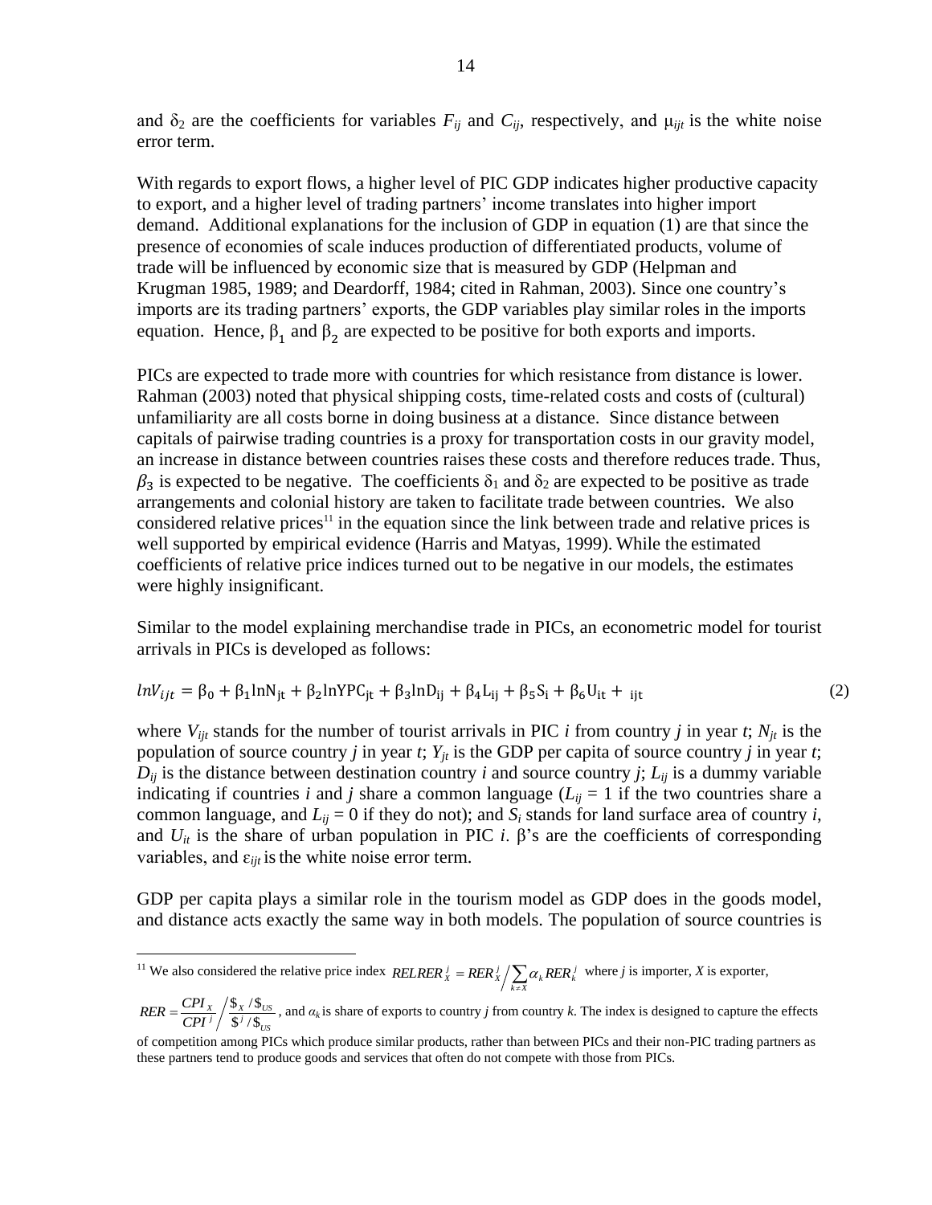and $\delta_2$ are the coefficients for variables $F_{ij}$ and $C_{ij}$, respectively, and $\mu_{ijt}$ is the white noise error term.

With regards to export flows, a higher level of PIC GDP indicates higher productive capacity to export, and a higher level of trading partners' income translates into higher import demand. Additional explanations for the inclusion of GDP in equation (1) are that since the presence of economies of scale induces production of differentiated products, volume of trade will be influenced by economic size that is measured by GDP (Helpman and Krugman 1985, 1989; and Deardorff, 1984; cited in Rahman, 2003). Since one country's imports are its trading partners' exports, the GDP variables play similar roles in the imports equation. Hence, $\beta_1$ and $\beta_2$ are expected to be positive for both exports and imports.

PICs are expected to trade more with countries for which resistance from distance is lower. Rahman (2003) noted that physical shipping costs, time-related costs and costs of (cultural) unfamiliarity are all costs borne in doing business at a distance. Since distance between capitals of pairwise trading countries is a proxy for transportation costs in our gravity model, an increase in distance between countries raises these costs and therefore reduces trade. Thus, $\beta_3$ is expected to be negative. The coefficients $\delta_1$ and $\delta_2$ are expected to be positive as trade arrangements and colonial history are taken to facilitate trade between countries. We also considered relative prices[11] in the equation since the link between trade and relative prices is well supported by empirical evidence (Harris and Matyas, 1999). While the estimated coefficients of relative price indices turned out to be negative in our models, the estimates were highly insignificant.

Similar to the model explaining merchandise trade in PICs, an econometric model for tourist arrivals in PICs is developed as follows:

$$lnV_{ijt} = \beta_0 + \beta_1 \ln N_{jt} + \beta_2 \ln YPC_{jt} + \beta_3 \ln D_{ij} + \beta_4 L_{ij} + \beta_5 S_i + \beta_6 U_{it} + {}_{ijt} \tag{2}$$

where $V_{ijt}$ stands for the number of tourist arrivals in PIC *i* from country *j* in year *t*; $N_{jt}$ is the population of source country *j* in year *t*; $Y_{jt}$ is the GDP per capita of source country *j* in year *t*; $D_{ij}$ is the distance between destination country *i* and source country *j*; $L_{ij}$ is a dummy variable indicating if countries *i* and *j* share a common language ($L_{ij} = 1$ if the two countries share a common language, and $L_{ij} = 0$ if they do not); and $S_i$ stands for land surface area of country *i*, and $U_{it}$ is the share of urban population in PIC *i*. β's are the coefficients of corresponding variables, and $\varepsilon_{ijt}$ is the white noise error term.

GDP per capita plays a similar role in the tourism model as GDP does in the goods model, and distance acts exactly the same way in both models. The population of source countries is

[11] We also considered the relative price index $RELRER_X^j = RER_X^j \Big/ \sum_{k \neq X} \alpha_k RER_k^j$ where *j* is importer, *X* is exporter, $RER = \dfrac{CPI_X}{CPI^j} \Big/ \dfrac{\$_X / \$_{US}}{\$^j / \$_{US}}$, and $\alpha_k$ is share of exports to country *j* from country *k*. The index is designed to capture the effects of competition among PICs which produce similar products, rather than between PICs and their non-PIC trading partners as these partners tend to produce goods and services that often do not compete with those from PICs.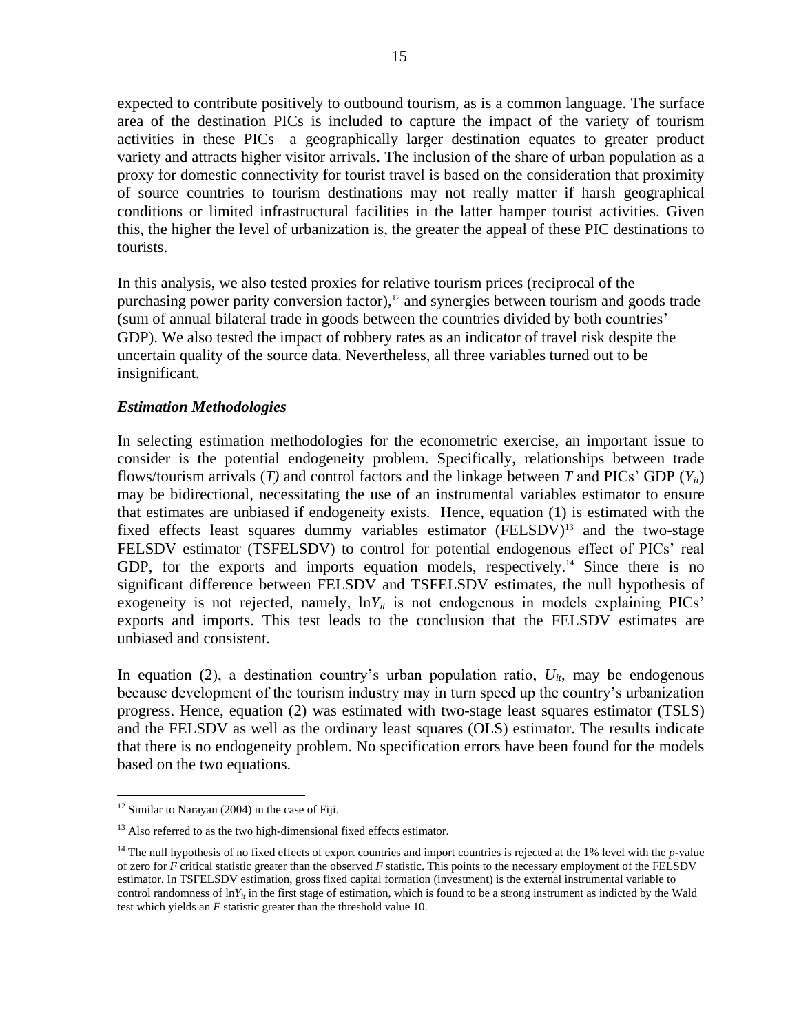expected to contribute positively to outbound tourism, as is a common language. The surface area of the destination PICs is included to capture the impact of the variety of tourism activities in these PICs—a geographically larger destination equates to greater product variety and attracts higher visitor arrivals. The inclusion of the share of urban population as a proxy for domestic connectivity for tourist travel is based on the consideration that proximity of source countries to tourism destinations may not really matter if harsh geographical conditions or limited infrastructural facilities in the latter hamper tourist activities. Given this, the higher the level of urbanization is, the greater the appeal of these PIC destinations to tourists.

In this analysis, we also tested proxies for relative tourism prices (reciprocal of the purchasing power parity conversion factor),[12] and synergies between tourism and goods trade (sum of annual bilateral trade in goods between the countries divided by both countries' GDP). We also tested the impact of robbery rates as an indicator of travel risk despite the uncertain quality of the source data. Nevertheless, all three variables turned out to be insignificant.

### *Estimation Methodologies*

In selecting estimation methodologies for the econometric exercise, an important issue to consider is the potential endogeneity problem. Specifically, relationships between trade flows/tourism arrivals (*T)* and control factors and the linkage between *T* and PICs' GDP ($Y_{it}$) may be bidirectional, necessitating the use of an instrumental variables estimator to ensure that estimates are unbiased if endogeneity exists. Hence, equation (1) is estimated with the fixed effects least squares dummy variables estimator (FELSDV)[13] and the two-stage FELSDV estimator (TSFELSDV) to control for potential endogenous effect of PICs' real GDP, for the exports and imports equation models, respectively.[14] Since there is no significant difference between FELSDV and TSFELSDV estimates, the null hypothesis of exogeneity is not rejected, namely, $\ln Y_{it}$ is not endogenous in models explaining PICs' exports and imports. This test leads to the conclusion that the FELSDV estimates are unbiased and consistent.

In equation (2), a destination country's urban population ratio, $U_{it}$, may be endogenous because development of the tourism industry may in turn speed up the country's urbanization progress. Hence, equation (2) was estimated with two-stage least squares estimator (TSLS) and the FELSDV as well as the ordinary least squares (OLS) estimator. The results indicate that there is no endogeneity problem. No specification errors have been found for the models based on the two equations.

---

[12] Similar to Narayan (2004) in the case of Fiji.

[13] Also referred to as the two high-dimensional fixed effects estimator.

[14] The null hypothesis of no fixed effects of export countries and import countries is rejected at the 1% level with the *p*-value of zero for *F* critical statistic greater than the observed *F* statistic. This points to the necessary employment of the FELSDV estimator. In TSFELSDV estimation, gross fixed capital formation (investment) is the external instrumental variable to control randomness of $\ln Y_{it}$ in the first stage of estimation, which is found to be a strong instrument as indicted by the Wald test which yields an *F* statistic greater than the threshold value 10.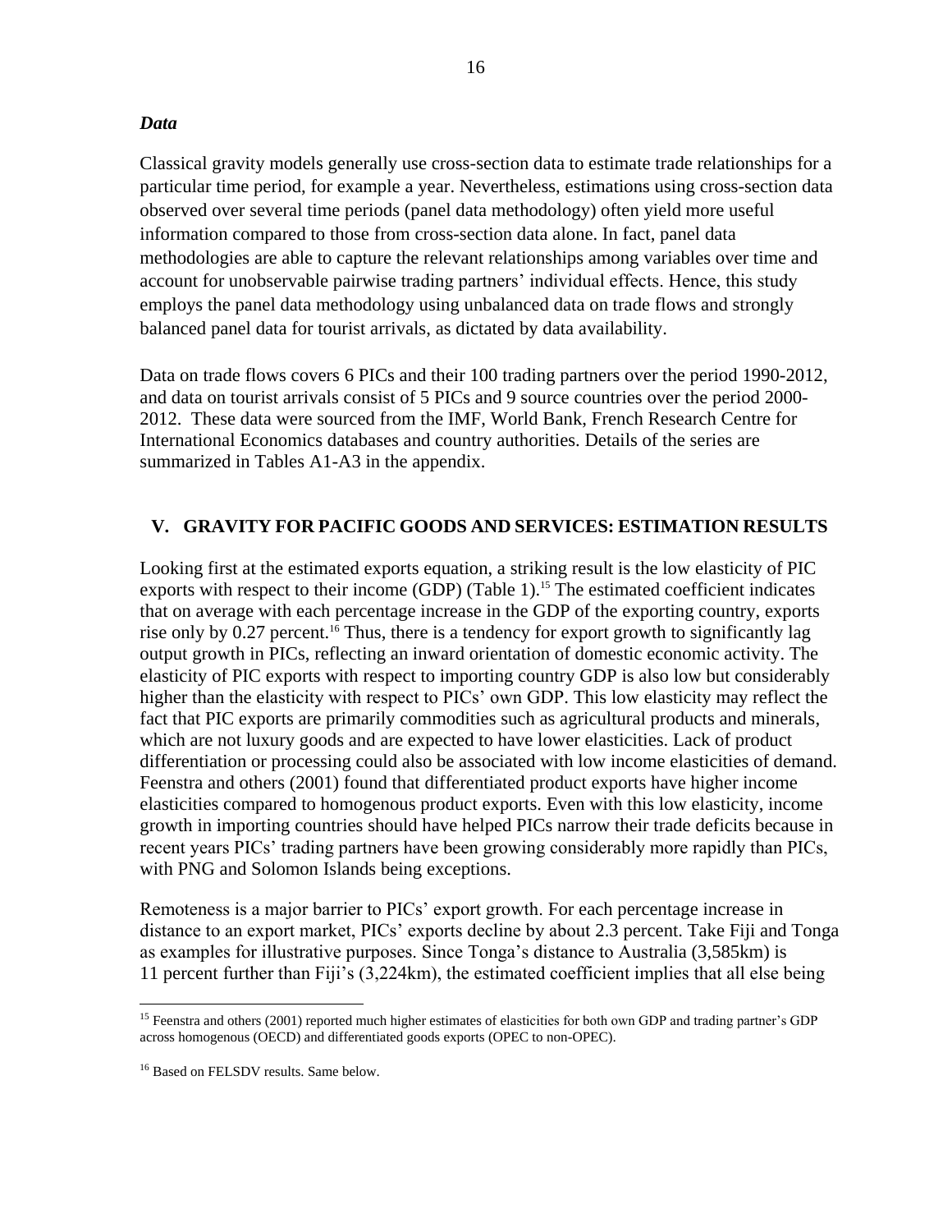### *Data*

Classical gravity models generally use cross-section data to estimate trade relationships for a particular time period, for example a year. Nevertheless, estimations using cross-section data observed over several time periods (panel data methodology) often yield more useful information compared to those from cross-section data alone. In fact, panel data methodologies are able to capture the relevant relationships among variables over time and account for unobservable pairwise trading partners' individual effects. Hence, this study employs the panel data methodology using unbalanced data on trade flows and strongly balanced panel data for tourist arrivals, as dictated by data availability.

Data on trade flows covers 6 PICs and their 100 trading partners over the period 1990-2012, and data on tourist arrivals consist of 5 PICs and 9 source countries over the period 2000-2012. These data were sourced from the IMF, World Bank, French Research Centre for International Economics databases and country authorities. Details of the series are summarized in Tables A1-A3 in the appendix.

## V. GRAVITY FOR PACIFIC GOODS AND SERVICES: ESTIMATION RESULTS

Looking first at the estimated exports equation, a striking result is the low elasticity of PIC exports with respect to their income (GDP) (Table 1).[15] The estimated coefficient indicates that on average with each percentage increase in the GDP of the exporting country, exports rise only by 0.27 percent.[16] Thus, there is a tendency for export growth to significantly lag output growth in PICs, reflecting an inward orientation of domestic economic activity. The elasticity of PIC exports with respect to importing country GDP is also low but considerably higher than the elasticity with respect to PICs' own GDP. This low elasticity may reflect the fact that PIC exports are primarily commodities such as agricultural products and minerals, which are not luxury goods and are expected to have lower elasticities. Lack of product differentiation or processing could also be associated with low income elasticities of demand. Feenstra and others (2001) found that differentiated product exports have higher income elasticities compared to homogenous product exports. Even with this low elasticity, income growth in importing countries should have helped PICs narrow their trade deficits because in recent years PICs' trading partners have been growing considerably more rapidly than PICs, with PNG and Solomon Islands being exceptions.

Remoteness is a major barrier to PICs' export growth. For each percentage increase in distance to an export market, PICs' exports decline by about 2.3 percent. Take Fiji and Tonga as examples for illustrative purposes. Since Tonga's distance to Australia (3,585km) is 11 percent further than Fiji's (3,224km), the estimated coefficient implies that all else being

---

[15] Feenstra and others (2001) reported much higher estimates of elasticities for both own GDP and trading partner's GDP across homogenous (OECD) and differentiated goods exports (OPEC to non-OPEC).

[16] Based on FELSDV results. Same below.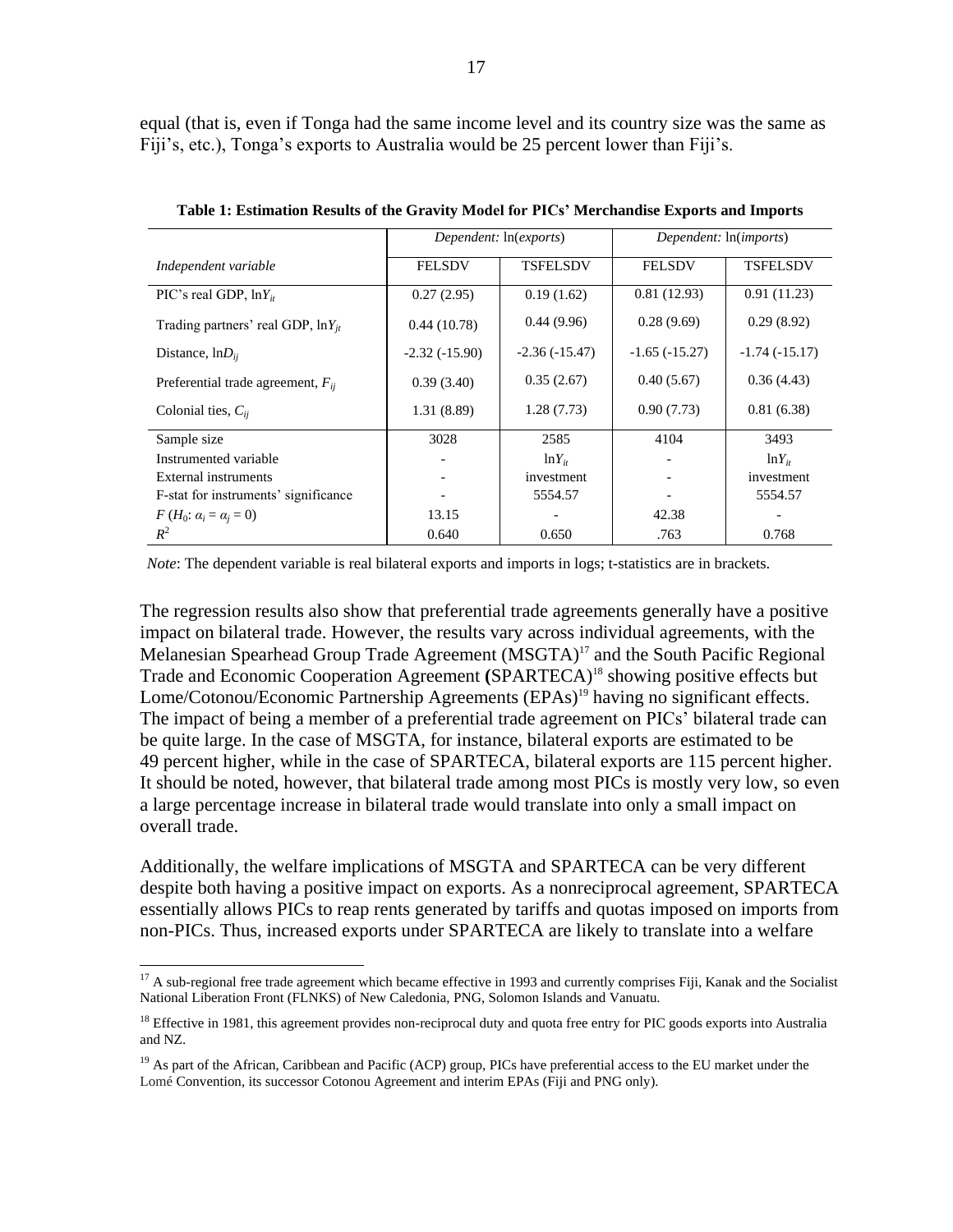equal (that is, even if Tonga had the same income level and its country size was the same as Fiji's, etc.), Tonga's exports to Australia would be 25 percent lower than Fiji's.

**Table 1: Estimation Results of the Gravity Model for PICs' Merchandise Exports and Imports**

| | *Dependent:* ln(*exports*) | | *Dependent:* ln(*imports*) | |
|---|---|---|---|---|
| *Independent variable* | FELSDV | TSFELSDV | FELSDV | TSFELSDV |
| PIC's real GDP, $\ln Y_{it}$ | 0.27 (2.95) | 0.19 (1.62) | 0.81 (12.93) | 0.91 (11.23) |
| Trading partners' real GDP, $\ln Y_{jt}$ | 0.44 (10.78) | 0.44 (9.96) | 0.28 (9.69) | 0.29 (8.92) |
| Distance, $\ln D_{ij}$ | -2.32 (-15.90) | -2.36 (-15.47) | -1.65 (-15.27) | -1.74 (-15.17) |
| Preferential trade agreement, $F_{ij}$ | 0.39 (3.40) | 0.35 (2.67) | 0.40 (5.67) | 0.36 (4.43) |
| Colonial ties, $C_{ij}$ | 1.31 (8.89) | 1.28 (7.73) | 0.90 (7.73) | 0.81 (6.38) |
| Sample size | 3028 | 2585 | 4104 | 3493 |
| Instrumented variable | - | $\ln Y_{it}$ | - | $\ln Y_{it}$ |
| External instruments | - | investment | - | investment |
| F-stat for instruments' significance | - | 5554.57 | - | 5554.57 |
| $F$ ($H_0$: $\alpha_i = \alpha_j = 0$) | 13.15 | - | 42.38 | - |
| $R^2$ | 0.640 | 0.650 | .763 | 0.768 |

*Note*: The dependent variable is real bilateral exports and imports in logs; t-statistics are in brackets.

The regression results also show that preferential trade agreements generally have a positive impact on bilateral trade. However, the results vary across individual agreements, with the Melanesian Spearhead Group Trade Agreement (MSGTA)[17] and the South Pacific Regional Trade and Economic Cooperation Agreement **(**SPARTECA)[18] showing positive effects but Lome/Cotonou/Economic Partnership Agreements (EPAs)[19] having no significant effects. The impact of being a member of a preferential trade agreement on PICs' bilateral trade can be quite large. In the case of MSGTA, for instance, bilateral exports are estimated to be 49 percent higher, while in the case of SPARTECA, bilateral exports are 115 percent higher. It should be noted, however, that bilateral trade among most PICs is mostly very low, so even a large percentage increase in bilateral trade would translate into only a small impact on overall trade.

Additionally, the welfare implications of MSGTA and SPARTECA can be very different despite both having a positive impact on exports. As a nonreciprocal agreement, SPARTECA essentially allows PICs to reap rents generated by tariffs and quotas imposed on imports from non-PICs. Thus, increased exports under SPARTECA are likely to translate into a welfare

[17] A sub-regional free trade agreement which became effective in 1993 and currently comprises Fiji, Kanak and the Socialist National Liberation Front (FLNKS) of New Caledonia, PNG, Solomon Islands and Vanuatu.

[18] Effective in 1981, this agreement provides non-reciprocal duty and quota free entry for PIC goods exports into Australia and NZ.

[19] As part of the African, Caribbean and Pacific (ACP) group, PICs have preferential access to the EU market under the Lomé Convention, its successor Cotonou Agreement and interim EPAs (Fiji and PNG only).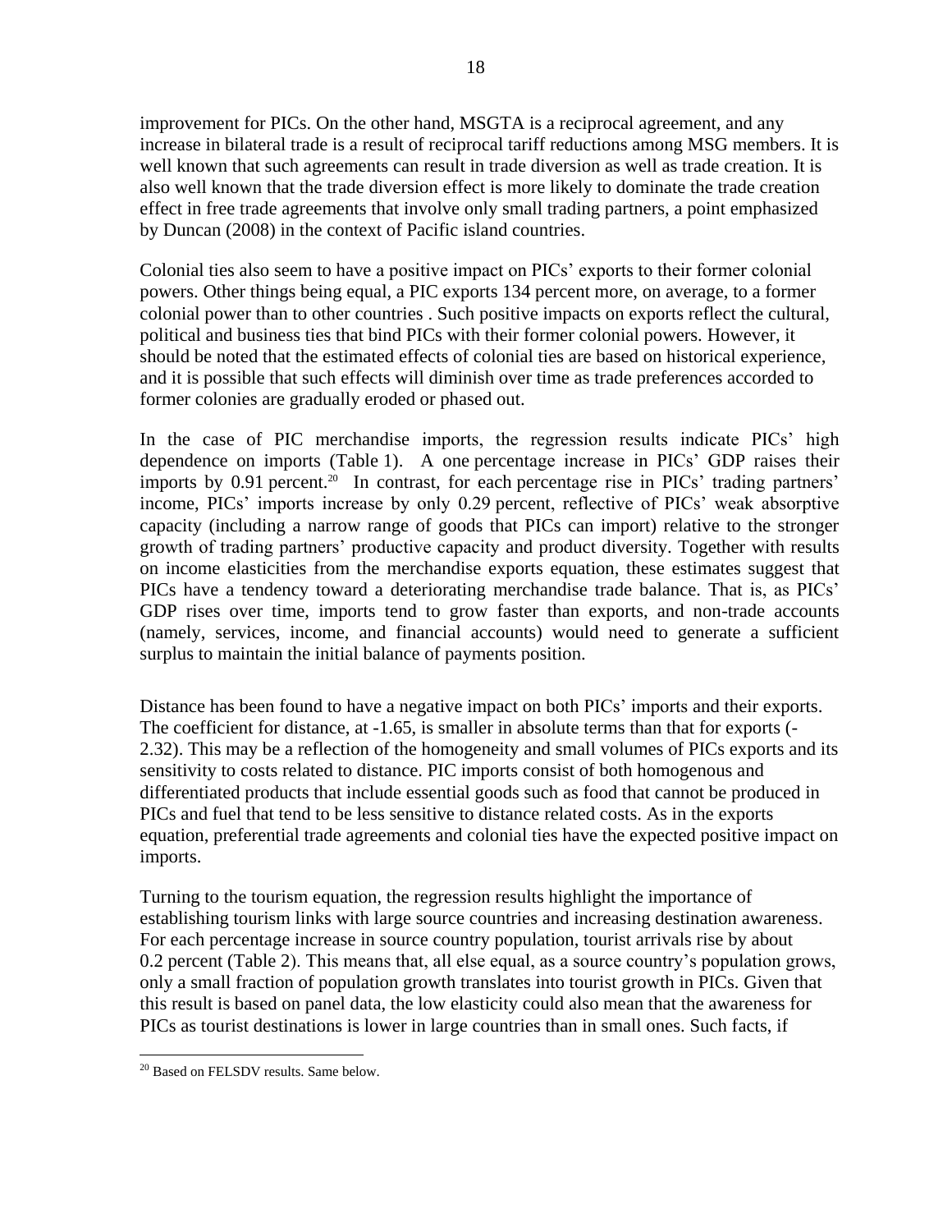improvement for PICs. On the other hand, MSGTA is a reciprocal agreement, and any increase in bilateral trade is a result of reciprocal tariff reductions among MSG members. It is well known that such agreements can result in trade diversion as well as trade creation. It is also well known that the trade diversion effect is more likely to dominate the trade creation effect in free trade agreements that involve only small trading partners, a point emphasized by Duncan (2008) in the context of Pacific island countries.

Colonial ties also seem to have a positive impact on PICs' exports to their former colonial powers. Other things being equal, a PIC exports 134 percent more, on average, to a former colonial power than to other countries . Such positive impacts on exports reflect the cultural, political and business ties that bind PICs with their former colonial powers. However, it should be noted that the estimated effects of colonial ties are based on historical experience, and it is possible that such effects will diminish over time as trade preferences accorded to former colonies are gradually eroded or phased out.

In the case of PIC merchandise imports, the regression results indicate PICs' high dependence on imports (Table 1). A one percentage increase in PICs' GDP raises their imports by 0.91 percent.[20] In contrast, for each percentage rise in PICs' trading partners' income, PICs' imports increase by only 0.29 percent, reflective of PICs' weak absorptive capacity (including a narrow range of goods that PICs can import) relative to the stronger growth of trading partners' productive capacity and product diversity. Together with results on income elasticities from the merchandise exports equation, these estimates suggest that PICs have a tendency toward a deteriorating merchandise trade balance. That is, as PICs' GDP rises over time, imports tend to grow faster than exports, and non-trade accounts (namely, services, income, and financial accounts) would need to generate a sufficient surplus to maintain the initial balance of payments position.

Distance has been found to have a negative impact on both PICs' imports and their exports. The coefficient for distance, at -1.65, is smaller in absolute terms than that for exports (-2.32). This may be a reflection of the homogeneity and small volumes of PICs exports and its sensitivity to costs related to distance. PIC imports consist of both homogenous and differentiated products that include essential goods such as food that cannot be produced in PICs and fuel that tend to be less sensitive to distance related costs. As in the exports equation, preferential trade agreements and colonial ties have the expected positive impact on imports.

Turning to the tourism equation, the regression results highlight the importance of establishing tourism links with large source countries and increasing destination awareness. For each percentage increase in source country population, tourist arrivals rise by about 0.2 percent (Table 2). This means that, all else equal, as a source country's population grows, only a small fraction of population growth translates into tourist growth in PICs. Given that this result is based on panel data, the low elasticity could also mean that the awareness for PICs as tourist destinations is lower in large countries than in small ones. Such facts, if

[20] Based on FELSDV results. Same below.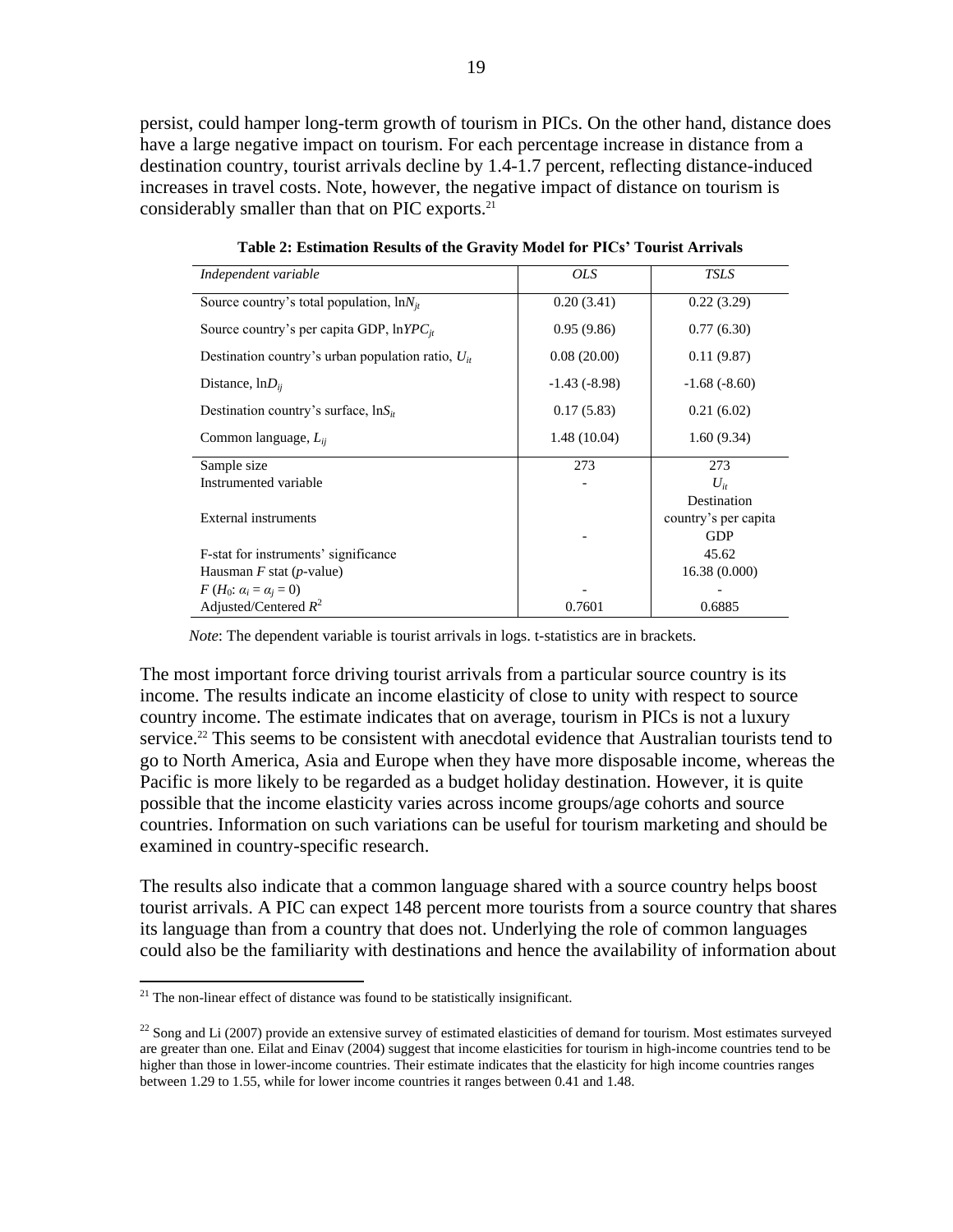persist, could hamper long-term growth of tourism in PICs. On the other hand, distance does have a large negative impact on tourism. For each percentage increase in distance from a destination country, tourist arrivals decline by 1.4-1.7 percent, reflecting distance-induced increases in travel costs. Note, however, the negative impact of distance on tourism is considerably smaller than that on PIC exports.[21]

**Table 2: Estimation Results of the Gravity Model for PICs' Tourist Arrivals**

| *Independent variable* | *OLS* | *TSLS* |
|---|---|---|
| Source country's total population, $\ln N_{jt}$ | 0.20 (3.41) | 0.22 (3.29) |
| Source country's per capita GDP, $\ln YPC_{jt}$ | 0.95 (9.86) | 0.77 (6.30) |
| Destination country's urban population ratio, $U_{it}$ | 0.08 (20.00) | 0.11 (9.87) |
| Distance, $\ln D_{ij}$ | -1.43 (-8.98) | -1.68 (-8.60) |
| Destination country's surface, $\ln S_{it}$ | 0.17 (5.83) | 0.21 (6.02) |
| Common language, $L_{ij}$ | 1.48 (10.04) | 1.60 (9.34) |
| Sample size | 273 | 273 |
| Instrumented variable | - | $U_{it}$ |
| External instruments | - | Destination country's per capita GDP |
| F-stat for instruments' significance | | 45.62 |
| Hausman *F* stat (*p*-value) | | 16.38 (0.000) |
| $F$ ($H_0$: $\alpha_i = \alpha_j = 0$) | - | - |
| Adjusted/Centered $R^2$ | 0.7601 | 0.6885 |

*Note*: The dependent variable is tourist arrivals in logs. t-statistics are in brackets.

The most important force driving tourist arrivals from a particular source country is its income. The results indicate an income elasticity of close to unity with respect to source country income. The estimate indicates that on average, tourism in PICs is not a luxury service.[22] This seems to be consistent with anecdotal evidence that Australian tourists tend to go to North America, Asia and Europe when they have more disposable income, whereas the Pacific is more likely to be regarded as a budget holiday destination. However, it is quite possible that the income elasticity varies across income groups/age cohorts and source countries. Information on such variations can be useful for tourism marketing and should be examined in country-specific research.

The results also indicate that a common language shared with a source country helps boost tourist arrivals. A PIC can expect 148 percent more tourists from a source country that shares its language than from a country that does not. Underlying the role of common languages could also be the familiarity with destinations and hence the availability of information about

[21] The non-linear effect of distance was found to be statistically insignificant.

[22] Song and Li (2007) provide an extensive survey of estimated elasticities of demand for tourism. Most estimates surveyed are greater than one. Eilat and Einav (2004) suggest that income elasticities for tourism in high-income countries tend to be higher than those in lower-income countries. Their estimate indicates that the elasticity for high income countries ranges between 1.29 to 1.55, while for lower income countries it ranges between 0.41 and 1.48.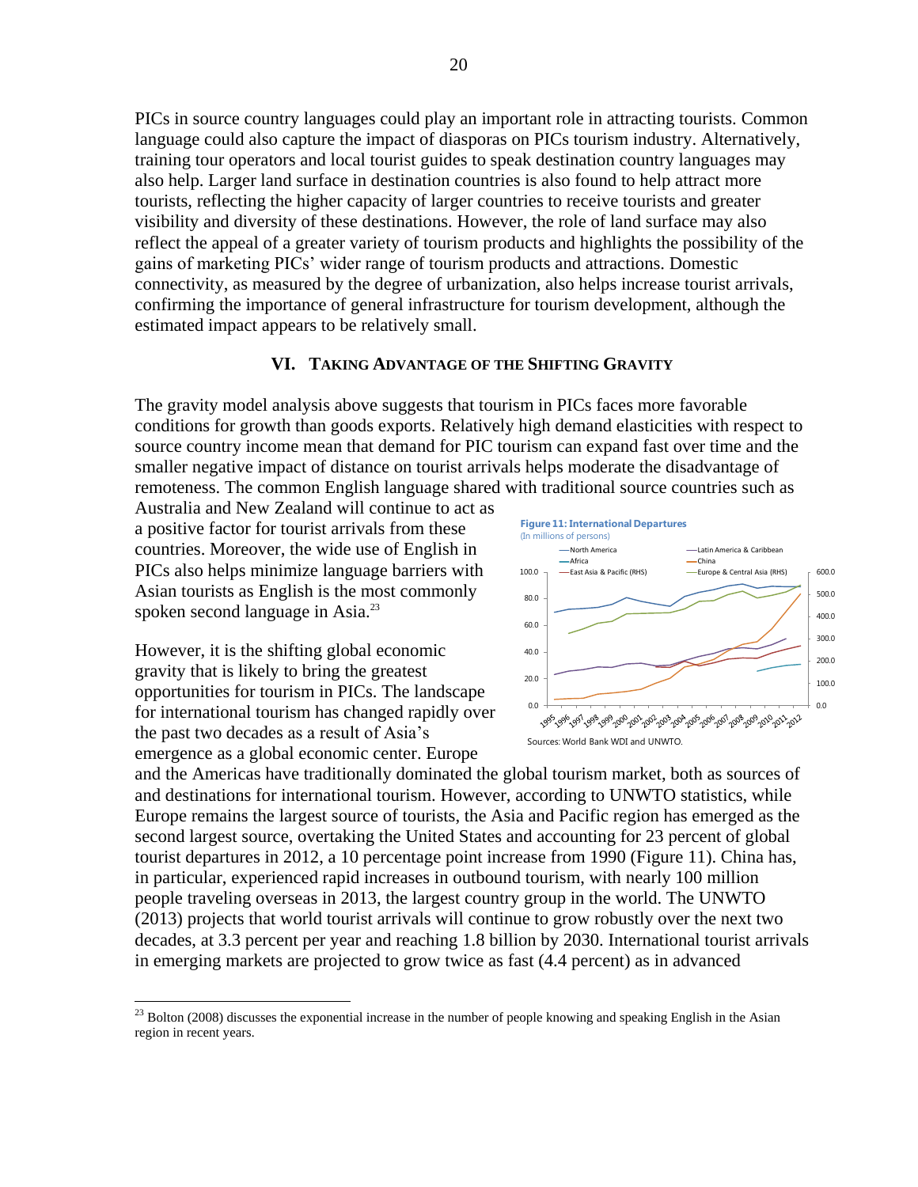PICs in source country languages could play an important role in attracting tourists. Common language could also capture the impact of diasporas on PICs tourism industry. Alternatively, training tour operators and local tourist guides to speak destination country languages may also help. Larger land surface in destination countries is also found to help attract more tourists, reflecting the higher capacity of larger countries to receive tourists and greater visibility and diversity of these destinations. However, the role of land surface may also reflect the appeal of a greater variety of tourism products and highlights the possibility of the gains of marketing PICs' wider range of tourism products and attractions. Domestic connectivity, as measured by the degree of urbanization, also helps increase tourist arrivals, confirming the importance of general infrastructure for tourism development, although the estimated impact appears to be relatively small.

## VI. Taking Advantage of the Shifting Gravity

The gravity model analysis above suggests that tourism in PICs faces more favorable conditions for growth than goods exports. Relatively high demand elasticities with respect to source country income mean that demand for PIC tourism can expand fast over time and the smaller negative impact of distance on tourist arrivals helps moderate the disadvantage of remoteness. The common English language shared with traditional source countries such as Australia and New Zealand will continue to act as a positive factor for tourist arrivals from these countries. Moreover, the wide use of English in PICs also helps minimize language barriers with Asian tourists as English is the most commonly spoken second language in Asia.[23]

However, it is the shifting global economic gravity that is likely to bring the greatest opportunities for tourism in PICs. The landscape for international tourism has changed rapidly over the past two decades as a result of Asia's emergence as a global economic center. Europe and the Americas have traditionally dominated the global tourism market, both as sources of and destinations for international tourism. However, according to UNWTO statistics, while Europe remains the largest source of tourists, the Asia and Pacific region has emerged as the second largest source, overtaking the United States and accounting for 23 percent of global tourist departures in 2012, a 10 percentage point increase from 1990 (Figure 11). China has, in particular, experienced rapid increases in outbound tourism, with nearly 100 million people traveling overseas in 2013, the largest country group in the world. The UNWTO (2013) projects that world tourist arrivals will continue to grow robustly over the next two decades, at 3.3 percent per year and reaching 1.8 billion by 2030. International tourist arrivals in emerging markets are projected to grow twice as fast (4.4 percent) as in advanced

**Figure 11: International Departures**
(In millions of persons)

Legend: North America; Latin America & Caribbean; Africa; China; East Asia & Pacific (RHS); Europe & Central Asia (RHS)

Sources: World Bank WDI and UNWTO.

[23] Bolton (2008) discusses the exponential increase in the number of people knowing and speaking English in the Asian region in recent years.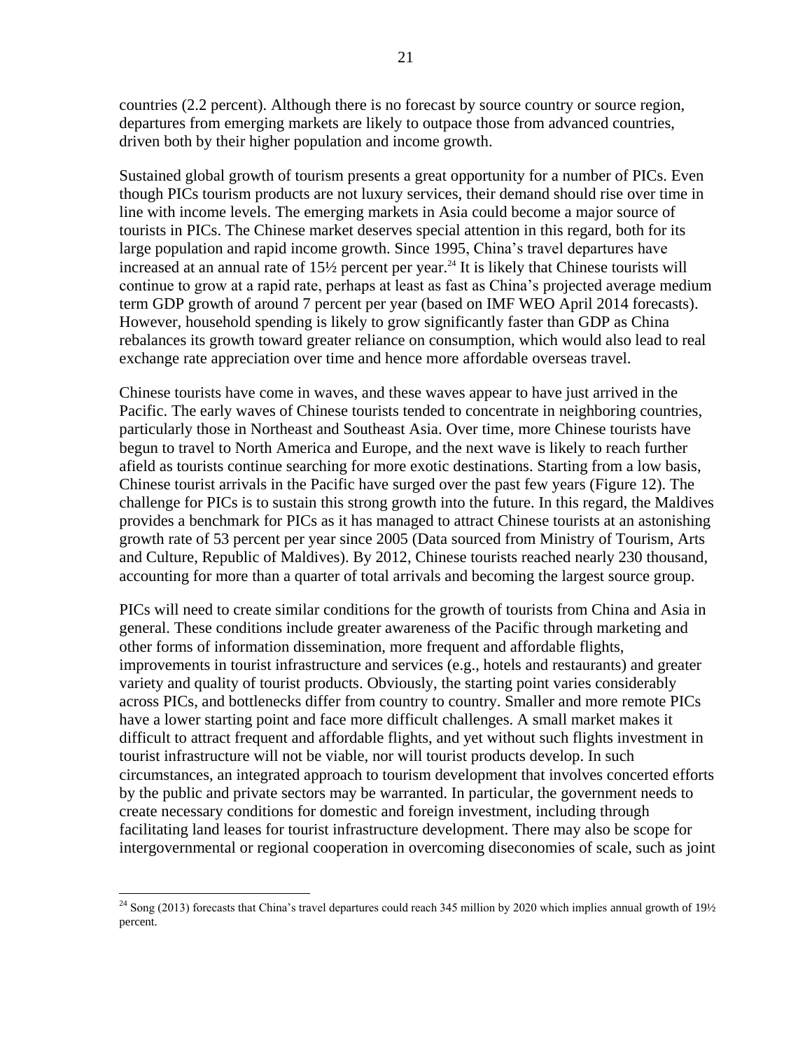countries (2.2 percent). Although there is no forecast by source country or source region, departures from emerging markets are likely to outpace those from advanced countries, driven both by their higher population and income growth.

Sustained global growth of tourism presents a great opportunity for a number of PICs. Even though PICs tourism products are not luxury services, their demand should rise over time in line with income levels. The emerging markets in Asia could become a major source of tourists in PICs. The Chinese market deserves special attention in this regard, both for its large population and rapid income growth. Since 1995, China's travel departures have increased at an annual rate of 15½ percent per year.[24] It is likely that Chinese tourists will continue to grow at a rapid rate, perhaps at least as fast as China's projected average medium term GDP growth of around 7 percent per year (based on IMF WEO April 2014 forecasts). However, household spending is likely to grow significantly faster than GDP as China rebalances its growth toward greater reliance on consumption, which would also lead to real exchange rate appreciation over time and hence more affordable overseas travel.

Chinese tourists have come in waves, and these waves appear to have just arrived in the Pacific. The early waves of Chinese tourists tended to concentrate in neighboring countries, particularly those in Northeast and Southeast Asia. Over time, more Chinese tourists have begun to travel to North America and Europe, and the next wave is likely to reach further afield as tourists continue searching for more exotic destinations. Starting from a low basis, Chinese tourist arrivals in the Pacific have surged over the past few years (Figure 12). The challenge for PICs is to sustain this strong growth into the future. In this regard, the Maldives provides a benchmark for PICs as it has managed to attract Chinese tourists at an astonishing growth rate of 53 percent per year since 2005 (Data sourced from Ministry of Tourism, Arts and Culture, Republic of Maldives). By 2012, Chinese tourists reached nearly 230 thousand, accounting for more than a quarter of total arrivals and becoming the largest source group.

PICs will need to create similar conditions for the growth of tourists from China and Asia in general. These conditions include greater awareness of the Pacific through marketing and other forms of information dissemination, more frequent and affordable flights, improvements in tourist infrastructure and services (e.g., hotels and restaurants) and greater variety and quality of tourist products. Obviously, the starting point varies considerably across PICs, and bottlenecks differ from country to country. Smaller and more remote PICs have a lower starting point and face more difficult challenges. A small market makes it difficult to attract frequent and affordable flights, and yet without such flights investment in tourist infrastructure will not be viable, nor will tourist products develop. In such circumstances, an integrated approach to tourism development that involves concerted efforts by the public and private sectors may be warranted. In particular, the government needs to create necessary conditions for domestic and foreign investment, including through facilitating land leases for tourist infrastructure development. There may also be scope for intergovernmental or regional cooperation in overcoming diseconomies of scale, such as joint

---

[24] Song (2013) forecasts that China's travel departures could reach 345 million by 2020 which implies annual growth of 19½ percent.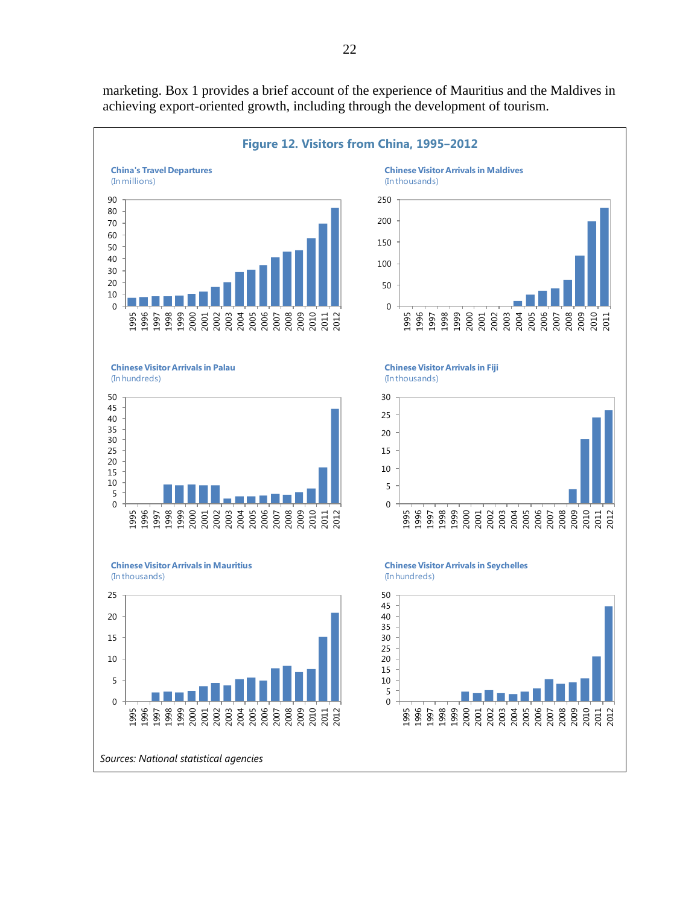marketing. Box 1 provides a brief account of the experience of Mauritius and the Maldives in achieving export-oriented growth, including through the development of tourism.

**Figure 12. Visitors from China, 1995–2012**

**China's Travel Departures**
(In millions)

**Chinese Visitor Arrivals in Maldives**
(In thousands)

**Chinese Visitor Arrivals in Palau**
(In hundreds)

**Chinese Visitor Arrivals in Fiji**
(In thousands)

**Chinese Visitor Arrivals in Mauritius**
(In thousands)

**Chinese Visitor Arrivals in Seychelles**
(In hundreds)

*Sources: National statistical agencies*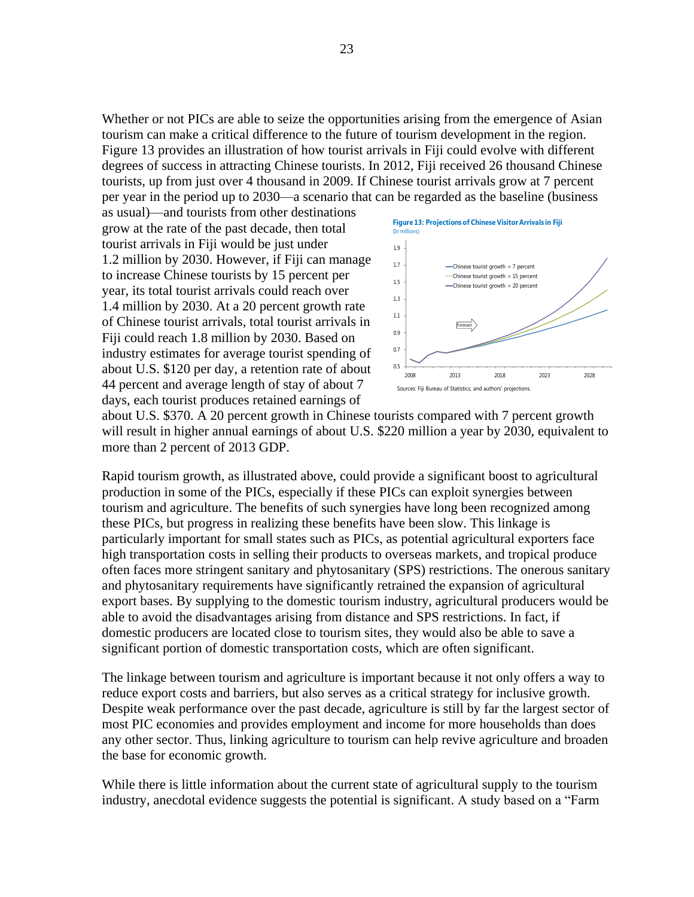Whether or not PICs are able to seize the opportunities arising from the emergence of Asian tourism can make a critical difference to the future of tourism development in the region. Figure 13 provides an illustration of how tourist arrivals in Fiji could evolve with different degrees of success in attracting Chinese tourists. In 2012, Fiji received 26 thousand Chinese tourists, up from just over 4 thousand in 2009. If Chinese tourist arrivals grow at 7 percent per year in the period up to 2030—a scenario that can be regarded as the baseline (business as usual)—and tourists from other destinations grow at the rate of the past decade, then total tourist arrivals in Fiji would be just under 1.2 million by 2030. However, if Fiji can manage to increase Chinese tourists by 15 percent per year, its total tourist arrivals could reach over 1.4 million by 2030. At a 20 percent growth rate of Chinese tourist arrivals, total tourist arrivals in Fiji could reach 1.8 million by 2030. Based on industry estimates for average tourist spending of about U.S. $120 per day, a retention rate of about 44 percent and average length of stay of about 7 days, each tourist produces retained earnings of about U.S. $370. A 20 percent growth in Chinese tourists compared with 7 percent growth will result in higher annual earnings of about U.S. $220 million a year by 2030, equivalent to more than 2 percent of 2013 GDP.

**Figure 13: Projections of Chinese Visitor Arrivals in Fiji**
(In millions)

Sources: Fiji Bureau of Statistics; and authors' projections.

Rapid tourism growth, as illustrated above, could provide a significant boost to agricultural production in some of the PICs, especially if these PICs can exploit synergies between tourism and agriculture. The benefits of such synergies have long been recognized among these PICs, but progress in realizing these benefits have been slow. This linkage is particularly important for small states such as PICs, as potential agricultural exporters face high transportation costs in selling their products to overseas markets, and tropical produce often faces more stringent sanitary and phytosanitary (SPS) restrictions. The onerous sanitary and phytosanitary requirements have significantly retrained the expansion of agricultural export bases. By supplying to the domestic tourism industry, agricultural producers would be able to avoid the disadvantages arising from distance and SPS restrictions. In fact, if domestic producers are located close to tourism sites, they would also be able to save a significant portion of domestic transportation costs, which are often significant.

The linkage between tourism and agriculture is important because it not only offers a way to reduce export costs and barriers, but also serves as a critical strategy for inclusive growth. Despite weak performance over the past decade, agriculture is still by far the largest sector of most PIC economies and provides employment and income for more households than does any other sector. Thus, linking agriculture to tourism can help revive agriculture and broaden the base for economic growth.

While there is little information about the current state of agricultural supply to the tourism industry, anecdotal evidence suggests the potential is significant. A study based on a "Farm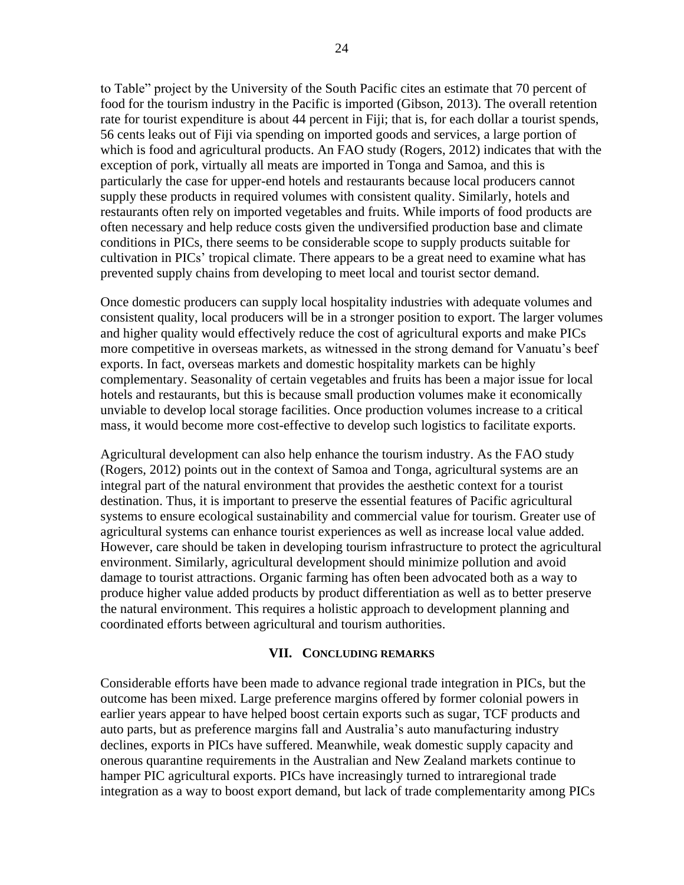to Table" project by the University of the South Pacific cites an estimate that 70 percent of food for the tourism industry in the Pacific is imported (Gibson, 2013). The overall retention rate for tourist expenditure is about 44 percent in Fiji; that is, for each dollar a tourist spends, 56 cents leaks out of Fiji via spending on imported goods and services, a large portion of which is food and agricultural products. An FAO study (Rogers, 2012) indicates that with the exception of pork, virtually all meats are imported in Tonga and Samoa, and this is particularly the case for upper-end hotels and restaurants because local producers cannot supply these products in required volumes with consistent quality. Similarly, hotels and restaurants often rely on imported vegetables and fruits. While imports of food products are often necessary and help reduce costs given the undiversified production base and climate conditions in PICs, there seems to be considerable scope to supply products suitable for cultivation in PICs' tropical climate. There appears to be a great need to examine what has prevented supply chains from developing to meet local and tourist sector demand.

Once domestic producers can supply local hospitality industries with adequate volumes and consistent quality, local producers will be in a stronger position to export. The larger volumes and higher quality would effectively reduce the cost of agricultural exports and make PICs more competitive in overseas markets, as witnessed in the strong demand for Vanuatu's beef exports. In fact, overseas markets and domestic hospitality markets can be highly complementary. Seasonality of certain vegetables and fruits has been a major issue for local hotels and restaurants, but this is because small production volumes make it economically unviable to develop local storage facilities. Once production volumes increase to a critical mass, it would become more cost-effective to develop such logistics to facilitate exports.

Agricultural development can also help enhance the tourism industry. As the FAO study (Rogers, 2012) points out in the context of Samoa and Tonga, agricultural systems are an integral part of the natural environment that provides the aesthetic context for a tourist destination. Thus, it is important to preserve the essential features of Pacific agricultural systems to ensure ecological sustainability and commercial value for tourism. Greater use of agricultural systems can enhance tourist experiences as well as increase local value added. However, care should be taken in developing tourism infrastructure to protect the agricultural environment. Similarly, agricultural development should minimize pollution and avoid damage to tourist attractions. Organic farming has often been advocated both as a way to produce higher value added products by product differentiation as well as to better preserve the natural environment. This requires a holistic approach to development planning and coordinated efforts between agricultural and tourism authorities.

## VII. Concluding Remarks

Considerable efforts have been made to advance regional trade integration in PICs, but the outcome has been mixed. Large preference margins offered by former colonial powers in earlier years appear to have helped boost certain exports such as sugar, TCF products and auto parts, but as preference margins fall and Australia's auto manufacturing industry declines, exports in PICs have suffered. Meanwhile, weak domestic supply capacity and onerous quarantine requirements in the Australian and New Zealand markets continue to hamper PIC agricultural exports. PICs have increasingly turned to intraregional trade integration as a way to boost export demand, but lack of trade complementarity among PICs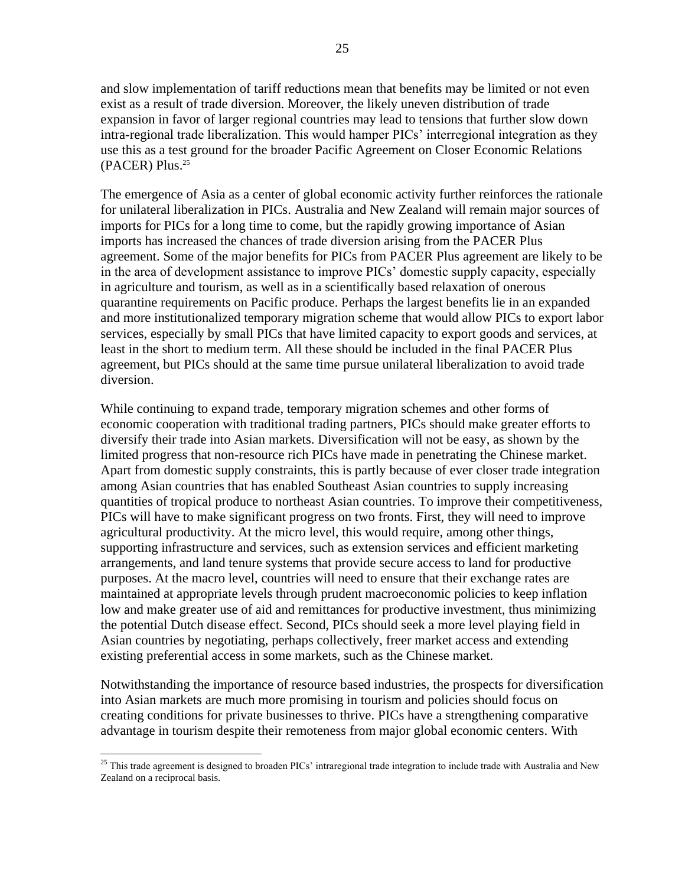and slow implementation of tariff reductions mean that benefits may be limited or not even exist as a result of trade diversion. Moreover, the likely uneven distribution of trade expansion in favor of larger regional countries may lead to tensions that further slow down intra-regional trade liberalization. This would hamper PICs' interregional integration as they use this as a test ground for the broader Pacific Agreement on Closer Economic Relations (PACER) Plus.[25]

The emergence of Asia as a center of global economic activity further reinforces the rationale for unilateral liberalization in PICs. Australia and New Zealand will remain major sources of imports for PICs for a long time to come, but the rapidly growing importance of Asian imports has increased the chances of trade diversion arising from the PACER Plus agreement. Some of the major benefits for PICs from PACER Plus agreement are likely to be in the area of development assistance to improve PICs' domestic supply capacity, especially in agriculture and tourism, as well as in a scientifically based relaxation of onerous quarantine requirements on Pacific produce. Perhaps the largest benefits lie in an expanded and more institutionalized temporary migration scheme that would allow PICs to export labor services, especially by small PICs that have limited capacity to export goods and services, at least in the short to medium term. All these should be included in the final PACER Plus agreement, but PICs should at the same time pursue unilateral liberalization to avoid trade diversion.

While continuing to expand trade, temporary migration schemes and other forms of economic cooperation with traditional trading partners, PICs should make greater efforts to diversify their trade into Asian markets. Diversification will not be easy, as shown by the limited progress that non-resource rich PICs have made in penetrating the Chinese market. Apart from domestic supply constraints, this is partly because of ever closer trade integration among Asian countries that has enabled Southeast Asian countries to supply increasing quantities of tropical produce to northeast Asian countries. To improve their competitiveness, PICs will have to make significant progress on two fronts. First, they will need to improve agricultural productivity. At the micro level, this would require, among other things, supporting infrastructure and services, such as extension services and efficient marketing arrangements, and land tenure systems that provide secure access to land for productive purposes. At the macro level, countries will need to ensure that their exchange rates are maintained at appropriate levels through prudent macroeconomic policies to keep inflation low and make greater use of aid and remittances for productive investment, thus minimizing the potential Dutch disease effect. Second, PICs should seek a more level playing field in Asian countries by negotiating, perhaps collectively, freer market access and extending existing preferential access in some markets, such as the Chinese market.

Notwithstanding the importance of resource based industries, the prospects for diversification into Asian markets are much more promising in tourism and policies should focus on creating conditions for private businesses to thrive. PICs have a strengthening comparative advantage in tourism despite their remoteness from major global economic centers. With

[25] This trade agreement is designed to broaden PICs' intraregional trade integration to include trade with Australia and New Zealand on a reciprocal basis.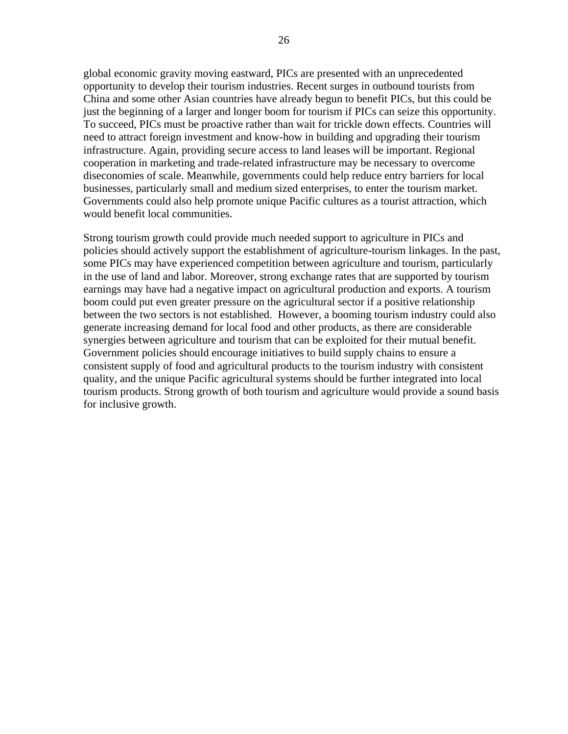global economic gravity moving eastward, PICs are presented with an unprecedented opportunity to develop their tourism industries. Recent surges in outbound tourists from China and some other Asian countries have already begun to benefit PICs, but this could be just the beginning of a larger and longer boom for tourism if PICs can seize this opportunity. To succeed, PICs must be proactive rather than wait for trickle down effects. Countries will need to attract foreign investment and know-how in building and upgrading their tourism infrastructure. Again, providing secure access to land leases will be important. Regional cooperation in marketing and trade-related infrastructure may be necessary to overcome diseconomies of scale. Meanwhile, governments could help reduce entry barriers for local businesses, particularly small and medium sized enterprises, to enter the tourism market. Governments could also help promote unique Pacific cultures as a tourist attraction, which would benefit local communities.

Strong tourism growth could provide much needed support to agriculture in PICs and policies should actively support the establishment of agriculture-tourism linkages. In the past, some PICs may have experienced competition between agriculture and tourism, particularly in the use of land and labor. Moreover, strong exchange rates that are supported by tourism earnings may have had a negative impact on agricultural production and exports. A tourism boom could put even greater pressure on the agricultural sector if a positive relationship between the two sectors is not established. However, a booming tourism industry could also generate increasing demand for local food and other products, as there are considerable synergies between agriculture and tourism that can be exploited for their mutual benefit. Government policies should encourage initiatives to build supply chains to ensure a consistent supply of food and agricultural products to the tourism industry with consistent quality, and the unique Pacific agricultural systems should be further integrated into local tourism products. Strong growth of both tourism and agriculture would provide a sound basis for inclusive growth.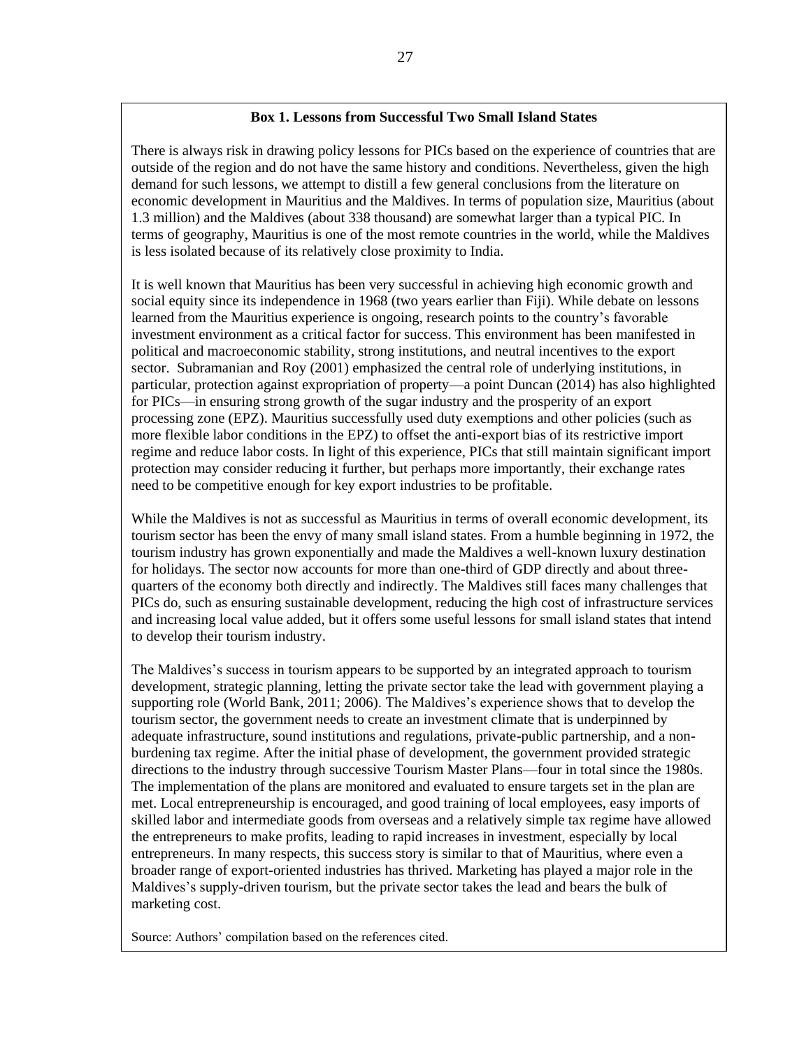**Box 1. Lessons from Successful Two Small Island States**

There is always risk in drawing policy lessons for PICs based on the experience of countries that are outside of the region and do not have the same history and conditions. Nevertheless, given the high demand for such lessons, we attempt to distill a few general conclusions from the literature on economic development in Mauritius and the Maldives. In terms of population size, Mauritius (about 1.3 million) and the Maldives (about 338 thousand) are somewhat larger than a typical PIC. In terms of geography, Mauritius is one of the most remote countries in the world, while the Maldives is less isolated because of its relatively close proximity to India.

It is well known that Mauritius has been very successful in achieving high economic growth and social equity since its independence in 1968 (two years earlier than Fiji). While debate on lessons learned from the Mauritius experience is ongoing, research points to the country's favorable investment environment as a critical factor for success. This environment has been manifested in political and macroeconomic stability, strong institutions, and neutral incentives to the export sector. Subramanian and Roy (2001) emphasized the central role of underlying institutions, in particular, protection against expropriation of property—a point Duncan (2014) has also highlighted for PICs—in ensuring strong growth of the sugar industry and the prosperity of an export processing zone (EPZ). Mauritius successfully used duty exemptions and other policies (such as more flexible labor conditions in the EPZ) to offset the anti-export bias of its restrictive import regime and reduce labor costs. In light of this experience, PICs that still maintain significant import protection may consider reducing it further, but perhaps more importantly, their exchange rates need to be competitive enough for key export industries to be profitable.

While the Maldives is not as successful as Mauritius in terms of overall economic development, its tourism sector has been the envy of many small island states. From a humble beginning in 1972, the tourism industry has grown exponentially and made the Maldives a well-known luxury destination for holidays. The sector now accounts for more than one-third of GDP directly and about three-quarters of the economy both directly and indirectly. The Maldives still faces many challenges that PICs do, such as ensuring sustainable development, reducing the high cost of infrastructure services and increasing local value added, but it offers some useful lessons for small island states that intend to develop their tourism industry.

The Maldives's success in tourism appears to be supported by an integrated approach to tourism development, strategic planning, letting the private sector take the lead with government playing a supporting role (World Bank, 2011; 2006). The Maldives's experience shows that to develop the tourism sector, the government needs to create an investment climate that is underpinned by adequate infrastructure, sound institutions and regulations, private-public partnership, and a non-burdening tax regime. After the initial phase of development, the government provided strategic directions to the industry through successive Tourism Master Plans—four in total since the 1980s. The implementation of the plans are monitored and evaluated to ensure targets set in the plan are met. Local entrepreneurship is encouraged, and good training of local employees, easy imports of skilled labor and intermediate goods from overseas and a relatively simple tax regime have allowed the entrepreneurs to make profits, leading to rapid increases in investment, especially by local entrepreneurs. In many respects, this success story is similar to that of Mauritius, where even a broader range of export-oriented industries has thrived. Marketing has played a major role in the Maldives's supply-driven tourism, but the private sector takes the lead and bears the bulk of marketing cost.

Source: Authors' compilation based on the references cited.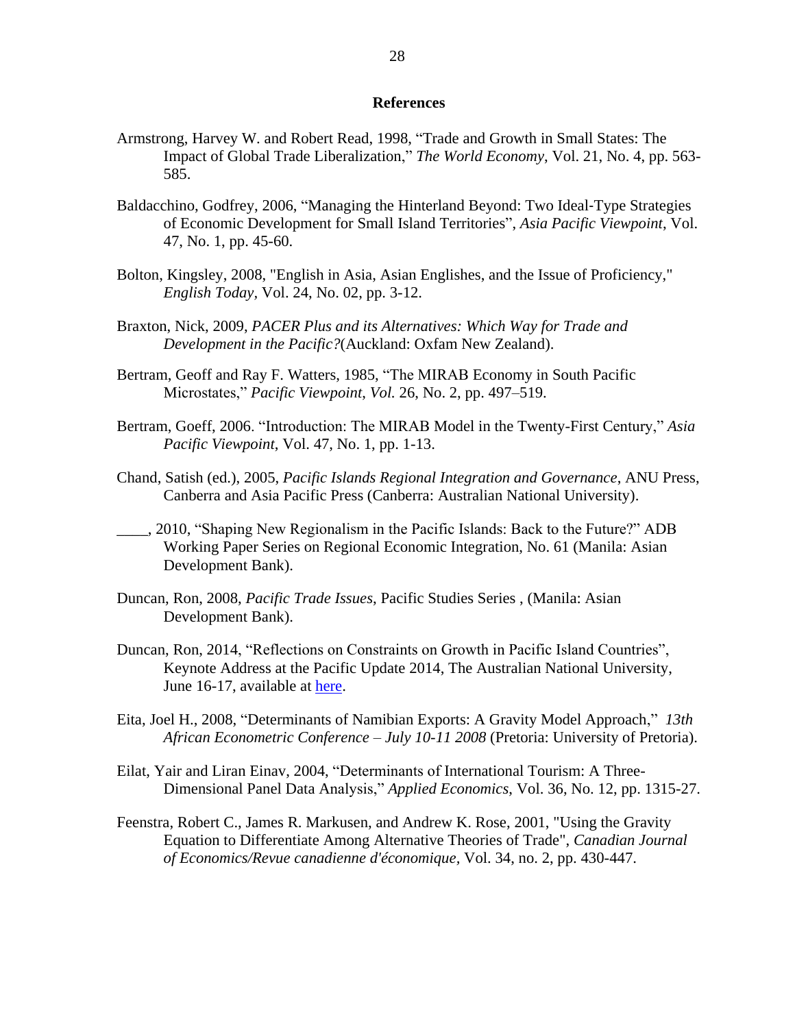## References

Armstrong, Harvey W. and Robert Read, 1998, "Trade and Growth in Small States: The Impact of Global Trade Liberalization," *The World Economy*, Vol. 21, No. 4, pp. 563-585.

Baldacchino, Godfrey, 2006, "Managing the Hinterland Beyond: Two Ideal-Type Strategies of Economic Development for Small Island Territories", *Asia Pacific Viewpoint*, Vol. 47, No. 1, pp. 45-60.

Bolton, Kingsley, 2008, "English in Asia, Asian Englishes, and the Issue of Proficiency," *English Today*, Vol. 24, No. 02, pp. 3-12.

Braxton, Nick, 2009, *PACER Plus and its Alternatives: Which Way for Trade and Development in the Pacific?*(Auckland: Oxfam New Zealand).

Bertram, Geoff and Ray F. Watters, 1985, "The MIRAB Economy in South Pacific Microstates," *Pacific Viewpoint, Vol.* 26, No. 2, pp. 497–519.

Bertram, Goeff, 2006. "Introduction: The MIRAB Model in the Twenty-First Century," *Asia Pacific Viewpoint*, Vol. 47, No. 1, pp. 1-13.

Chand, Satish (ed.), 2005, *Pacific Islands Regional Integration and Governance*, ANU Press, Canberra and Asia Pacific Press (Canberra: Australian National University).

____, 2010, "Shaping New Regionalism in the Pacific Islands: Back to the Future?" ADB Working Paper Series on Regional Economic Integration, No. 61 (Manila: Asian Development Bank).

Duncan, Ron, 2008, *Pacific Trade Issues*, Pacific Studies Series , (Manila: Asian Development Bank).

Duncan, Ron, 2014, "Reflections on Constraints on Growth in Pacific Island Countries", Keynote Address at the Pacific Update 2014, The Australian National University, June 16-17, available at here.

Eita, Joel H., 2008, "Determinants of Namibian Exports: A Gravity Model Approach," *13th African Econometric Conference – July 10-11 2008* (Pretoria: University of Pretoria).

Eilat, Yair and Liran Einav, 2004, "Determinants of International Tourism: A Three-Dimensional Panel Data Analysis," *Applied Economics*, Vol. 36, No. 12, pp. 1315-27.

Feenstra, Robert C., James R. Markusen, and Andrew K. Rose, 2001, "Using the Gravity Equation to Differentiate Among Alternative Theories of Trade", *Canadian Journal of Economics/Revue canadienne d'économique*, Vol. 34, no. 2, pp. 430-447.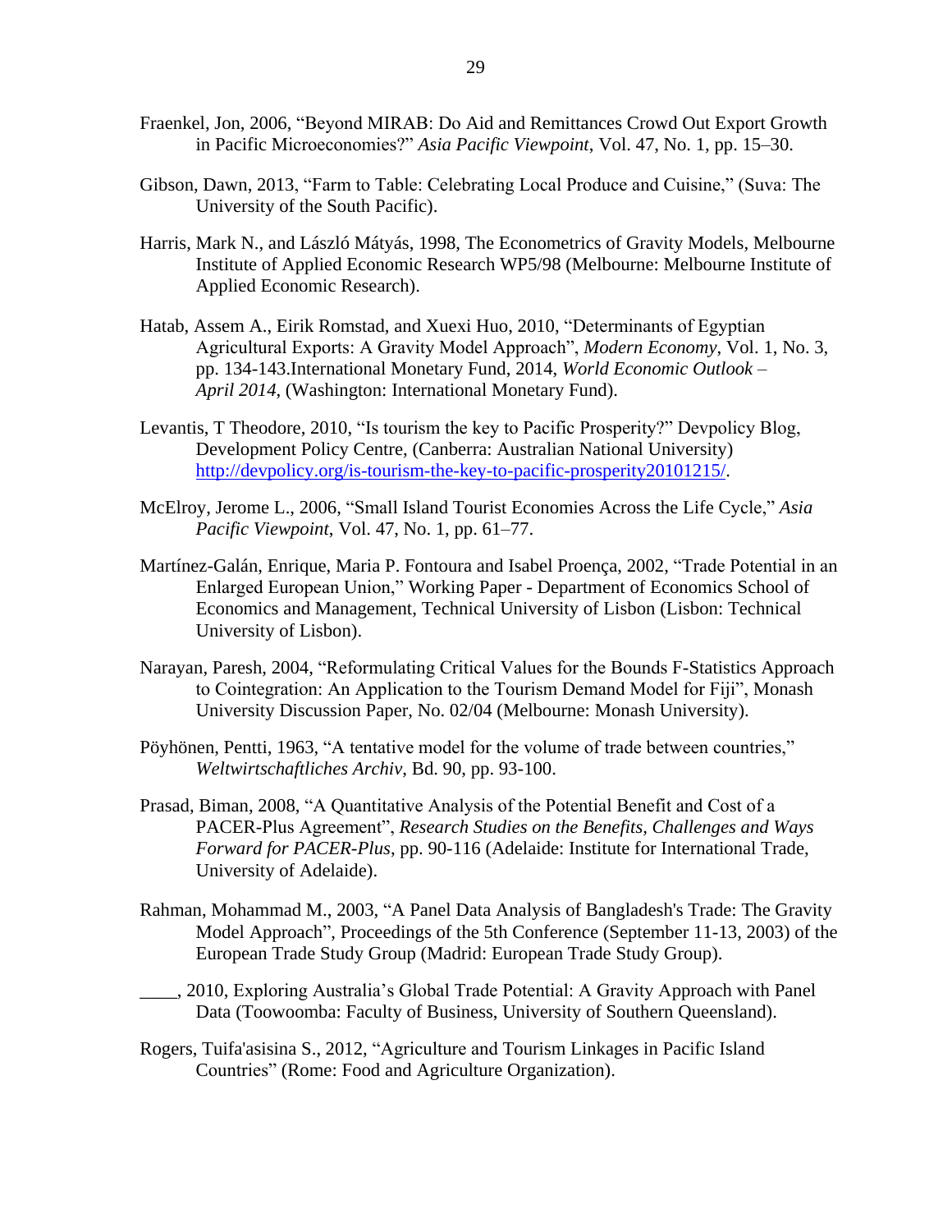Fraenkel, Jon, 2006, "Beyond MIRAB: Do Aid and Remittances Crowd Out Export Growth in Pacific Microeconomies?" *Asia Pacific Viewpoint*, Vol. 47, No. 1, pp. 15–30.

Gibson, Dawn, 2013, "Farm to Table: Celebrating Local Produce and Cuisine," (Suva: The University of the South Pacific).

Harris, Mark N., and László Mátyás, 1998, The Econometrics of Gravity Models, Melbourne Institute of Applied Economic Research WP5/98 (Melbourne: Melbourne Institute of Applied Economic Research).

Hatab, Assem A., Eirik Romstad, and Xuexi Huo, 2010, "Determinants of Egyptian Agricultural Exports: A Gravity Model Approach", *Modern Economy*, Vol. 1, No. 3, pp. 134-143.International Monetary Fund, 2014, *World Economic Outlook – April 2014*, (Washington: International Monetary Fund).

Levantis, T Theodore, 2010, "Is tourism the key to Pacific Prosperity?" Devpolicy Blog, Development Policy Centre, (Canberra: Australian National University) http://devpolicy.org/is-tourism-the-key-to-pacific-prosperity20101215/.

McElroy, Jerome L., 2006, "Small Island Tourist Economies Across the Life Cycle," *Asia Pacific Viewpoint*, Vol. 47, No. 1, pp. 61–77.

Martínez-Galán, Enrique, Maria P. Fontoura and Isabel Proença, 2002, "Trade Potential in an Enlarged European Union," Working Paper - Department of Economics School of Economics and Management, Technical University of Lisbon (Lisbon: Technical University of Lisbon).

Narayan, Paresh, 2004, "Reformulating Critical Values for the Bounds F-Statistics Approach to Cointegration: An Application to the Tourism Demand Model for Fiji", Monash University Discussion Paper, No. 02/04 (Melbourne: Monash University).

Pöyhönen, Pentti, 1963, "A tentative model for the volume of trade between countries," *Weltwirtschaftliches Archiv*, Bd. 90, pp. 93-100.

Prasad, Biman, 2008, "A Quantitative Analysis of the Potential Benefit and Cost of a PACER-Plus Agreement", *Research Studies on the Benefits, Challenges and Ways Forward for PACER-Plus*, pp. 90-116 (Adelaide: Institute for International Trade, University of Adelaide).

Rahman, Mohammad M., 2003, "A Panel Data Analysis of Bangladesh's Trade: The Gravity Model Approach", Proceedings of the 5th Conference (September 11-13, 2003) of the European Trade Study Group (Madrid: European Trade Study Group).

____, 2010, Exploring Australia's Global Trade Potential: A Gravity Approach with Panel Data (Toowoomba: Faculty of Business, University of Southern Queensland).

Rogers, Tuifa'asisina S., 2012, "Agriculture and Tourism Linkages in Pacific Island Countries" (Rome: Food and Agriculture Organization).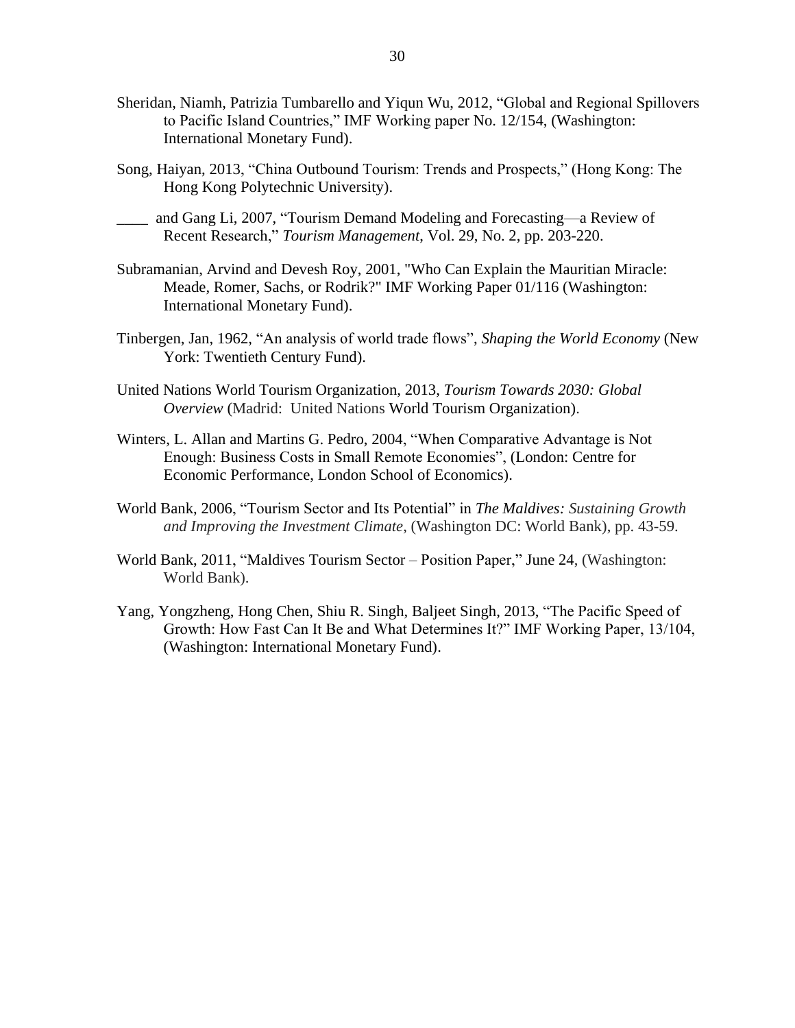Sheridan, Niamh, Patrizia Tumbarello and Yiqun Wu, 2012, "Global and Regional Spillovers to Pacific Island Countries," IMF Working paper No. 12/154, (Washington: International Monetary Fund).

Song, Haiyan, 2013, "China Outbound Tourism: Trends and Prospects," (Hong Kong: The Hong Kong Polytechnic University).

____ and Gang Li, 2007, "Tourism Demand Modeling and Forecasting—a Review of Recent Research," *Tourism Management*, Vol. 29, No. 2, pp. 203-220.

Subramanian, Arvind and Devesh Roy, 2001, "Who Can Explain the Mauritian Miracle: Meade, Romer, Sachs, or Rodrik?" IMF Working Paper 01/116 (Washington: International Monetary Fund).

Tinbergen, Jan, 1962, "An analysis of world trade flows", *Shaping the World Economy* (New York: Twentieth Century Fund).

United Nations World Tourism Organization, 2013, *Tourism Towards 2030: Global Overview* (Madrid: United Nations World Tourism Organization).

Winters, L. Allan and Martins G. Pedro, 2004, "When Comparative Advantage is Not Enough: Business Costs in Small Remote Economies", (London: Centre for Economic Performance, London School of Economics).

World Bank, 2006, "Tourism Sector and Its Potential" in *The Maldives: Sustaining Growth and Improving the Investment Climate*, (Washington DC: World Bank), pp. 43-59.

World Bank, 2011, "Maldives Tourism Sector – Position Paper," June 24, (Washington: World Bank).

Yang, Yongzheng, Hong Chen, Shiu R. Singh, Baljeet Singh, 2013, "The Pacific Speed of Growth: How Fast Can It Be and What Determines It?" IMF Working Paper, 13/104, (Washington: International Monetary Fund).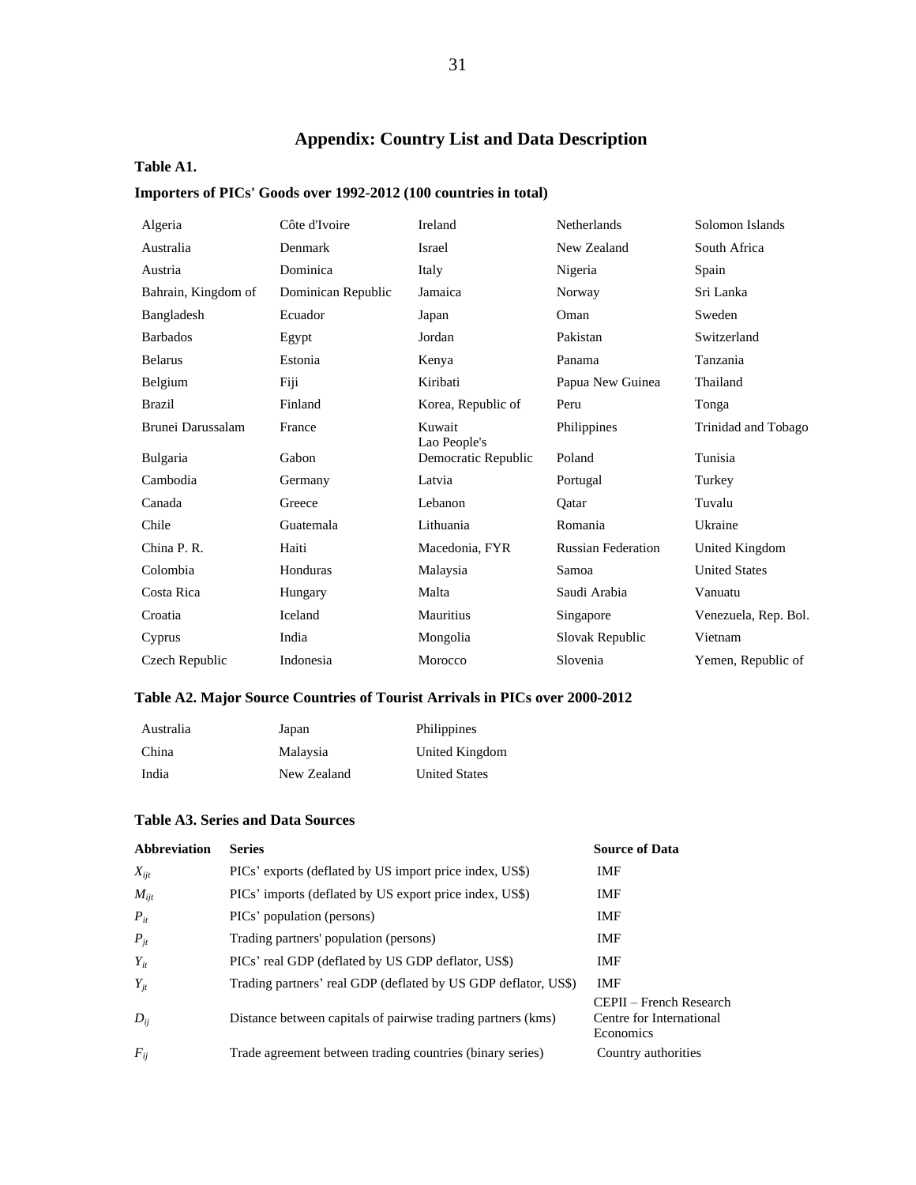## Appendix: Country List and Data Description

**Table A1.**

**Importers of PICs' Goods over 1992-2012 (100 countries in total)**

| | | | | |
|---|---|---|---|---|
| Algeria | Côte d'Ivoire | Ireland | Netherlands | Solomon Islands |
| Australia | Denmark | Israel | New Zealand | South Africa |
| Austria | Dominica | Italy | Nigeria | Spain |
| Bahrain, Kingdom of | Dominican Republic | Jamaica | Norway | Sri Lanka |
| Bangladesh | Ecuador | Japan | Oman | Sweden |
| Barbados | Egypt | Jordan | Pakistan | Switzerland |
| Belarus | Estonia | Kenya | Panama | Tanzania |
| Belgium | Fiji | Kiribati | Papua New Guinea | Thailand |
| Brazil | Finland | Korea, Republic of | Peru | Tonga |
| Brunei Darussalam | France | Kuwait | Philippines | Trinidad and Tobago |
| Bulgaria | Gabon | Lao People's Democratic Republic | Poland | Tunisia |
| Cambodia | Germany | Latvia | Portugal | Turkey |
| Canada | Greece | Lebanon | Qatar | Tuvalu |
| Chile | Guatemala | Lithuania | Romania | Ukraine |
| China P. R. | Haiti | Macedonia, FYR | Russian Federation | United Kingdom |
| Colombia | Honduras | Malaysia | Samoa | United States |
| Costa Rica | Hungary | Malta | Saudi Arabia | Vanuatu |
| Croatia | Iceland | Mauritius | Singapore | Venezuela, Rep. Bol. |
| Cyprus | India | Mongolia | Slovak Republic | Vietnam |
| Czech Republic | Indonesia | Morocco | Slovenia | Yemen, Republic of |

**Table A2. Major Source Countries of Tourist Arrivals in PICs over 2000-2012**

| | | |
|---|---|---|
| Australia | Japan | Philippines |
| China | Malaysia | United Kingdom |
| India | New Zealand | United States |

**Table A3. Series and Data Sources**

| Abbreviation | Series | Source of Data |
|---|---|---|
| $X_{ijt}$ | PICs' exports (deflated by US import price index, US$) | IMF |
| $M_{ijt}$ | PICs' imports (deflated by US export price index, US$) | IMF |
| $P_{it}$ | PICs' population (persons) | IMF |
| $P_{jt}$ | Trading partners' population (persons) | IMF |
| $Y_{it}$ | PICs' real GDP (deflated by US GDP deflator, US$) | IMF |
| $Y_{jt}$ | Trading partners' real GDP (deflated by US GDP deflator, US$) | IMF |
| $D_{ij}$ | Distance between capitals of pairwise trading partners (kms) | CEPII – French Research Centre for International Economics |
| $F_{ij}$ | Trade agreement between trading countries (binary series) | Country authorities |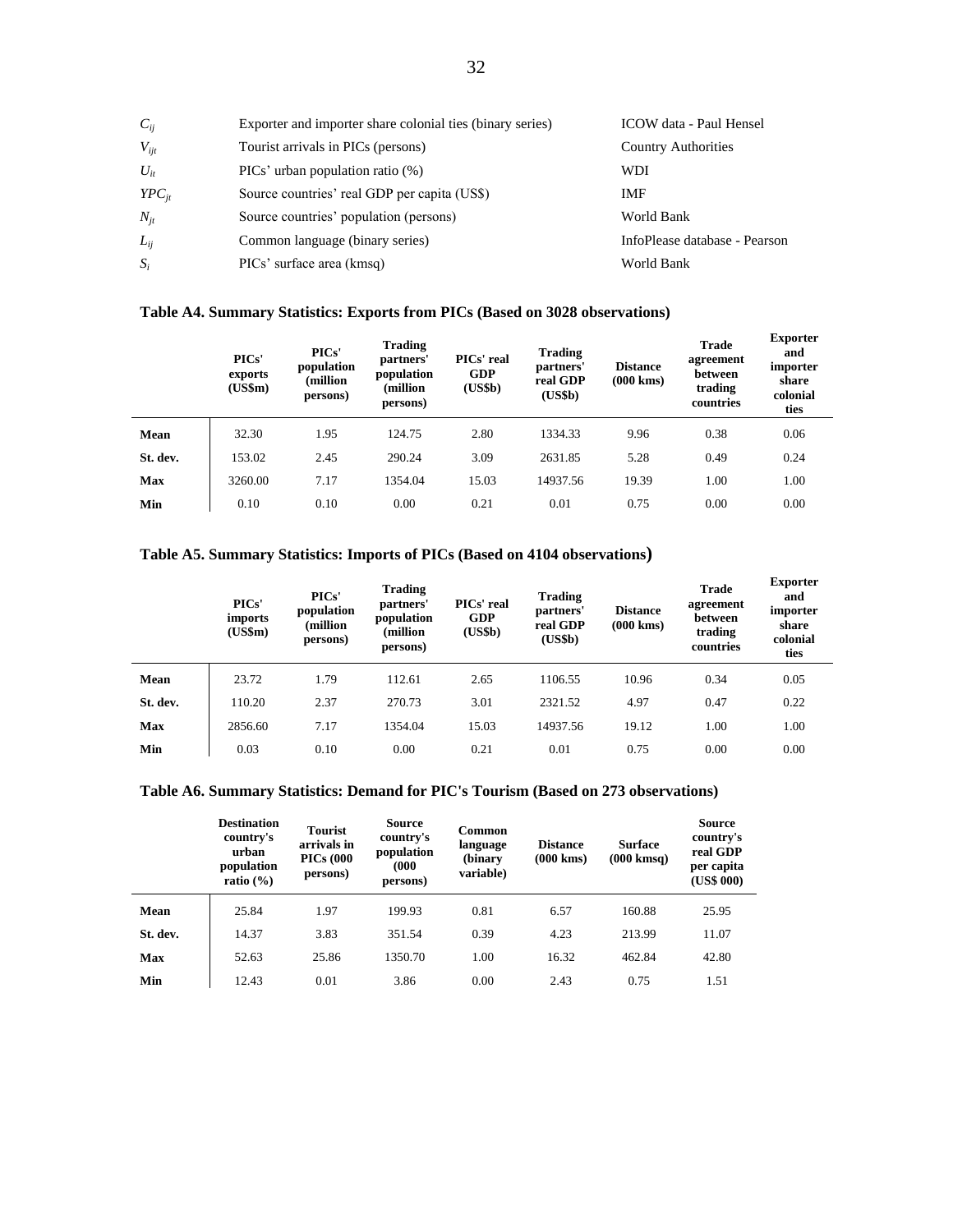| | | |
|---|---|---|
| $C_{ij}$ | Exporter and importer share colonial ties (binary series) | ICOW data - Paul Hensel |
| $V_{ijt}$ | Tourist arrivals in PICs (persons) | Country Authorities |
| $U_{it}$ | PICs' urban population ratio (%) | WDI |
| $YPC_{jt}$ | Source countries' real GDP per capita (US$) | IMF |
| $N_{jt}$ | Source countries' population (persons) | World Bank |
| $L_{ij}$ | Common language (binary series) | InfoPlease database - Pearson |
| $S_i$ | PICs' surface area (kmsq) | World Bank |

### Table A4. Summary Statistics: Exports from PICs (Based on 3028 observations)

| | PICs' exports (US$m) | PICs' population (million persons) | Trading partners' population (million persons) | PICs' real GDP (US$b) | Trading partners' real GDP (US$b) | Distance (000 kms) | Trade agreement between trading countries | Exporter and importer share colonial ties |
|---|---|---|---|---|---|---|---|---|
| **Mean** | 32.30 | 1.95 | 124.75 | 2.80 | 1334.33 | 9.96 | 0.38 | 0.06 |
| **St. dev.** | 153.02 | 2.45 | 290.24 | 3.09 | 2631.85 | 5.28 | 0.49 | 0.24 |
| **Max** | 3260.00 | 7.17 | 1354.04 | 15.03 | 14937.56 | 19.39 | 1.00 | 1.00 |
| **Min** | 0.10 | 0.10 | 0.00 | 0.21 | 0.01 | 0.75 | 0.00 | 0.00 |

### Table A5. Summary Statistics: Imports of PICs (Based on 4104 observations)

| | PICs' imports (US$m) | PICs' population (million persons) | Trading partners' population (million persons) | PICs' real GDP (US$b) | Trading partners' real GDP (US$b) | Distance (000 kms) | Trade agreement between trading countries | Exporter and importer share colonial ties |
|---|---|---|---|---|---|---|---|---|
| **Mean** | 23.72 | 1.79 | 112.61 | 2.65 | 1106.55 | 10.96 | 0.34 | 0.05 |
| **St. dev.** | 110.20 | 2.37 | 270.73 | 3.01 | 2321.52 | 4.97 | 0.47 | 0.22 |
| **Max** | 2856.60 | 7.17 | 1354.04 | 15.03 | 14937.56 | 19.12 | 1.00 | 1.00 |
| **Min** | 0.03 | 0.10 | 0.00 | 0.21 | 0.01 | 0.75 | 0.00 | 0.00 |

### Table A6. Summary Statistics: Demand for PIC's Tourism (Based on 273 observations)

| | Destination country's urban population ratio (%) | Tourist arrivals in PICs (000 persons) | Source country's population (000 persons) | Common language (binary variable) | Distance (000 kms) | Surface (000 kmsq) | Source country's real GDP per capita (US$ 000) |
|---|---|---|---|---|---|---|---|
| **Mean** | 25.84 | 1.97 | 199.93 | 0.81 | 6.57 | 160.88 | 25.95 |
| **St. dev.** | 14.37 | 3.83 | 351.54 | 0.39 | 4.23 | 213.99 | 11.07 |
| **Max** | 52.63 | 25.86 | 1350.70 | 1.00 | 16.32 | 462.84 | 42.80 |
| **Min** | 12.43 | 0.01 | 3.86 | 0.00 | 2.43 | 0.75 | 1.51 |